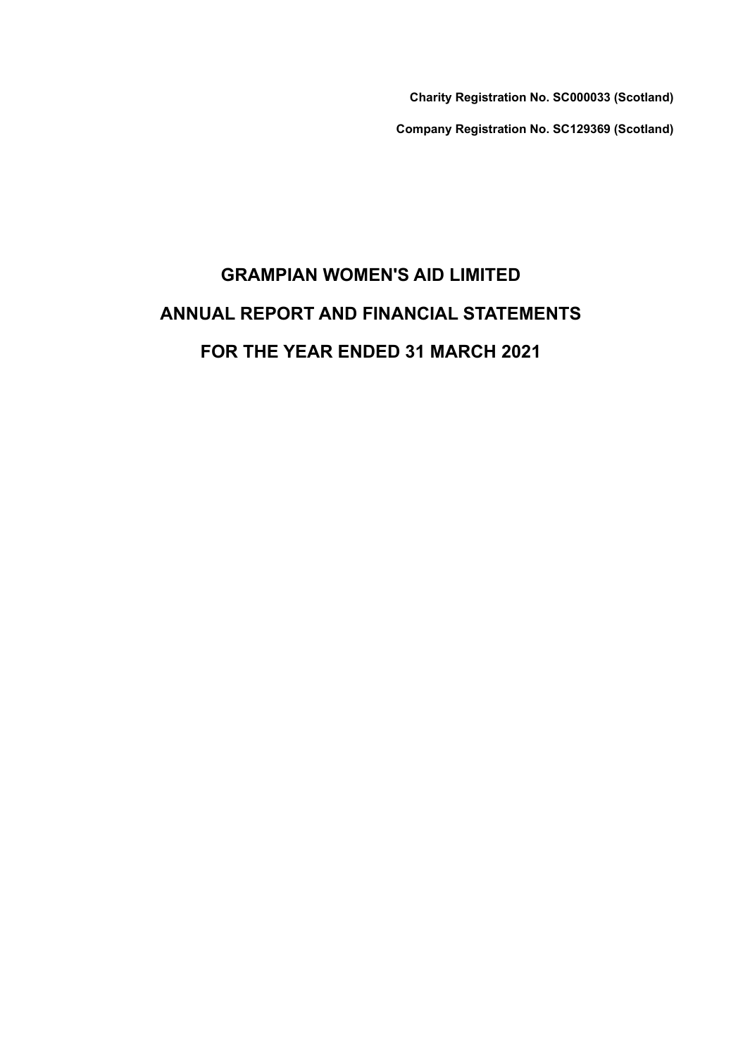**Charity Registration No. SC000033 (Scotland)**

**Company Registration No. SC129369 (Scotland)**

# GRAMPIAN WOMEN'S AID LIMITED

# ANNUAL REPORT AND FINANCIAL STATEMENTS

# FOR THE YEAR ENDED 31 MARCH 2021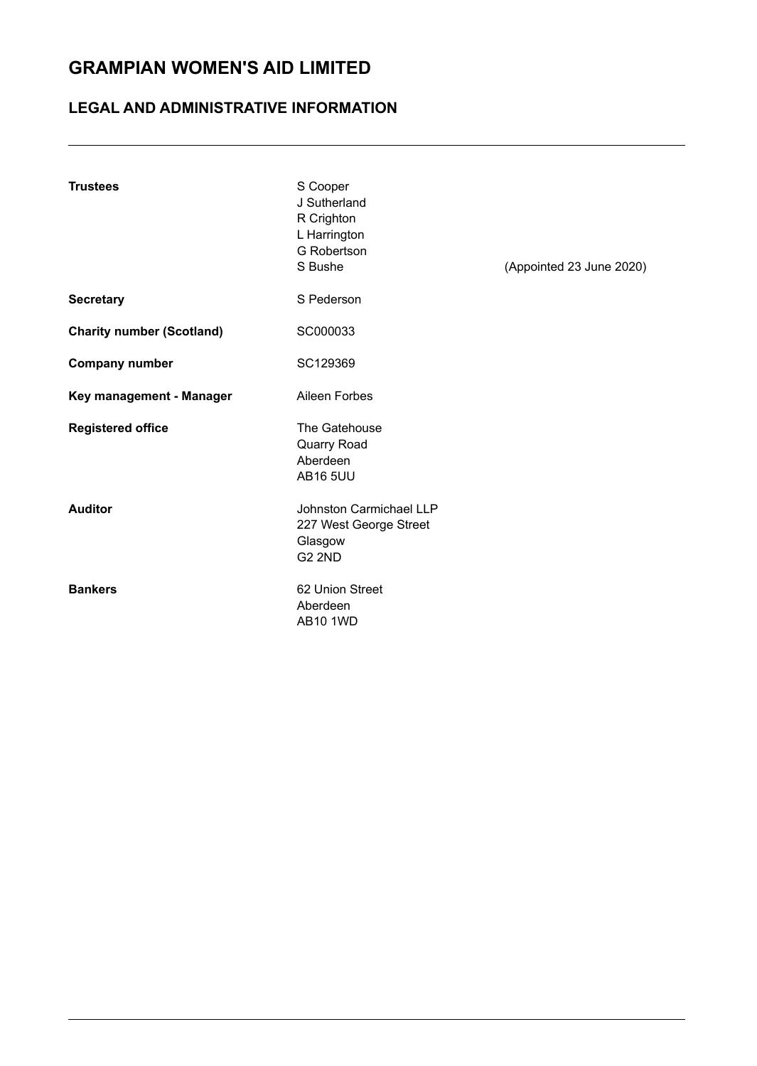# GRAMPIAN WOMEN'S AID LIMITED

## LEGAL AND ADMINISTRATIVE INFORMATION

| | | |
|---|---|---|
| **Trustees** | S Cooper | |
| | J Sutherland | |
| | R Crighton | |
| | L Harrington | |
| | G Robertson | |
| | S Bushe | (Appointed 23 June 2020) |
| **Secretary** | S Pederson | |
| **Charity number (Scotland)** | SC000033 | |
| **Company number** | SC129369 | |
| **Key management - Manager** | Aileen Forbes | |
| **Registered office** | The Gatehouse<br>Quarry Road<br>Aberdeen<br>AB16 5UU | |
| **Auditor** | Johnston Carmichael LLP<br>227 West George Street<br>Glasgow<br>G2 2ND | |
| **Bankers** | 62 Union Street<br>Aberdeen<br>AB10 1WD | |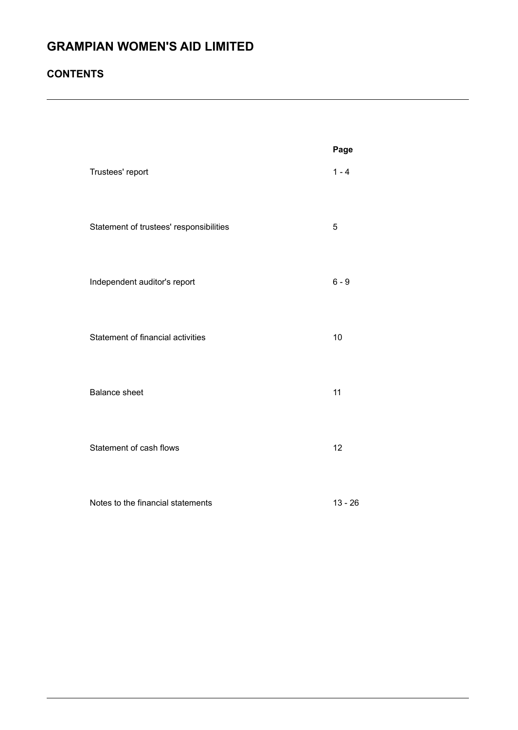# GRAMPIAN WOMEN'S AID LIMITED

## CONTENTS

| | Page |
|---|---|
| Trustees' report | 1 - 4 |
| Statement of trustees' responsibilities | 5 |
| Independent auditor's report | 6 - 9 |
| Statement of financial activities | 10 |
| Balance sheet | 11 |
| Statement of cash flows | 12 |
| Notes to the financial statements | 13 - 26 |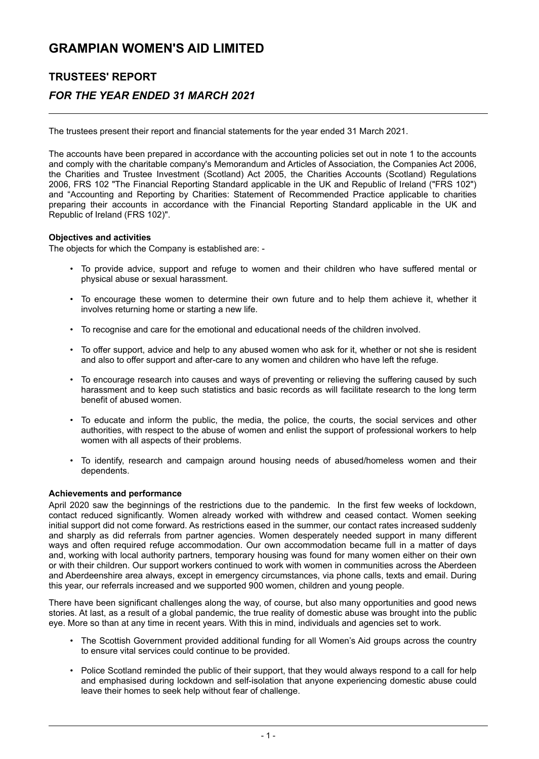# GRAMPIAN WOMEN'S AID LIMITED

## TRUSTEES' REPORT

### *FOR THE YEAR ENDED 31 MARCH 2021*

The trustees present their report and financial statements for the year ended 31 March 2021.

The accounts have been prepared in accordance with the accounting policies set out in note 1 to the accounts and comply with the charitable company's Memorandum and Articles of Association, the Companies Act 2006, the Charities and Trustee Investment (Scotland) Act 2005, the Charities Accounts (Scotland) Regulations 2006, FRS 102 "The Financial Reporting Standard applicable in the UK and Republic of Ireland ("FRS 102") and "Accounting and Reporting by Charities: Statement of Recommended Practice applicable to charities preparing their accounts in accordance with the Financial Reporting Standard applicable in the UK and Republic of Ireland (FRS 102)".

**Objectives and activities**

The objects for which the Company is established are: -

- To provide advice, support and refuge to women and their children who have suffered mental or physical abuse or sexual harassment.
- To encourage these women to determine their own future and to help them achieve it, whether it involves returning home or starting a new life.
- To recognise and care for the emotional and educational needs of the children involved.
- To offer support, advice and help to any abused women who ask for it, whether or not she is resident and also to offer support and after-care to any women and children who have left the refuge.
- To encourage research into causes and ways of preventing or relieving the suffering caused by such harassment and to keep such statistics and basic records as will facilitate research to the long term benefit of abused women.
- To educate and inform the public, the media, the police, the courts, the social services and other authorities, with respect to the abuse of women and enlist the support of professional workers to help women with all aspects of their problems.
- To identify, research and campaign around housing needs of abused/homeless women and their dependents.

**Achievements and performance**

April 2020 saw the beginnings of the restrictions due to the pandemic. In the first few weeks of lockdown, contact reduced significantly. Women already worked with withdrew and ceased contact. Women seeking initial support did not come forward. As restrictions eased in the summer, our contact rates increased suddenly and sharply as did referrals from partner agencies. Women desperately needed support in many different ways and often required refuge accommodation. Our own accommodation became full in a matter of days and, working with local authority partners, temporary housing was found for many women either on their own or with their children. Our support workers continued to work with women in communities across the Aberdeen and Aberdeenshire area always, except in emergency circumstances, via phone calls, texts and email. During this year, our referrals increased and we supported 900 women, children and young people.

There have been significant challenges along the way, of course, but also many opportunities and good news stories. At last, as a result of a global pandemic, the true reality of domestic abuse was brought into the public eye. More so than at any time in recent years. With this in mind, individuals and agencies set to work.

- The Scottish Government provided additional funding for all Women's Aid groups across the country to ensure vital services could continue to be provided.
- Police Scotland reminded the public of their support, that they would always respond to a call for help and emphasised during lockdown and self-isolation that anyone experiencing domestic abuse could leave their homes to seek help without fear of challenge.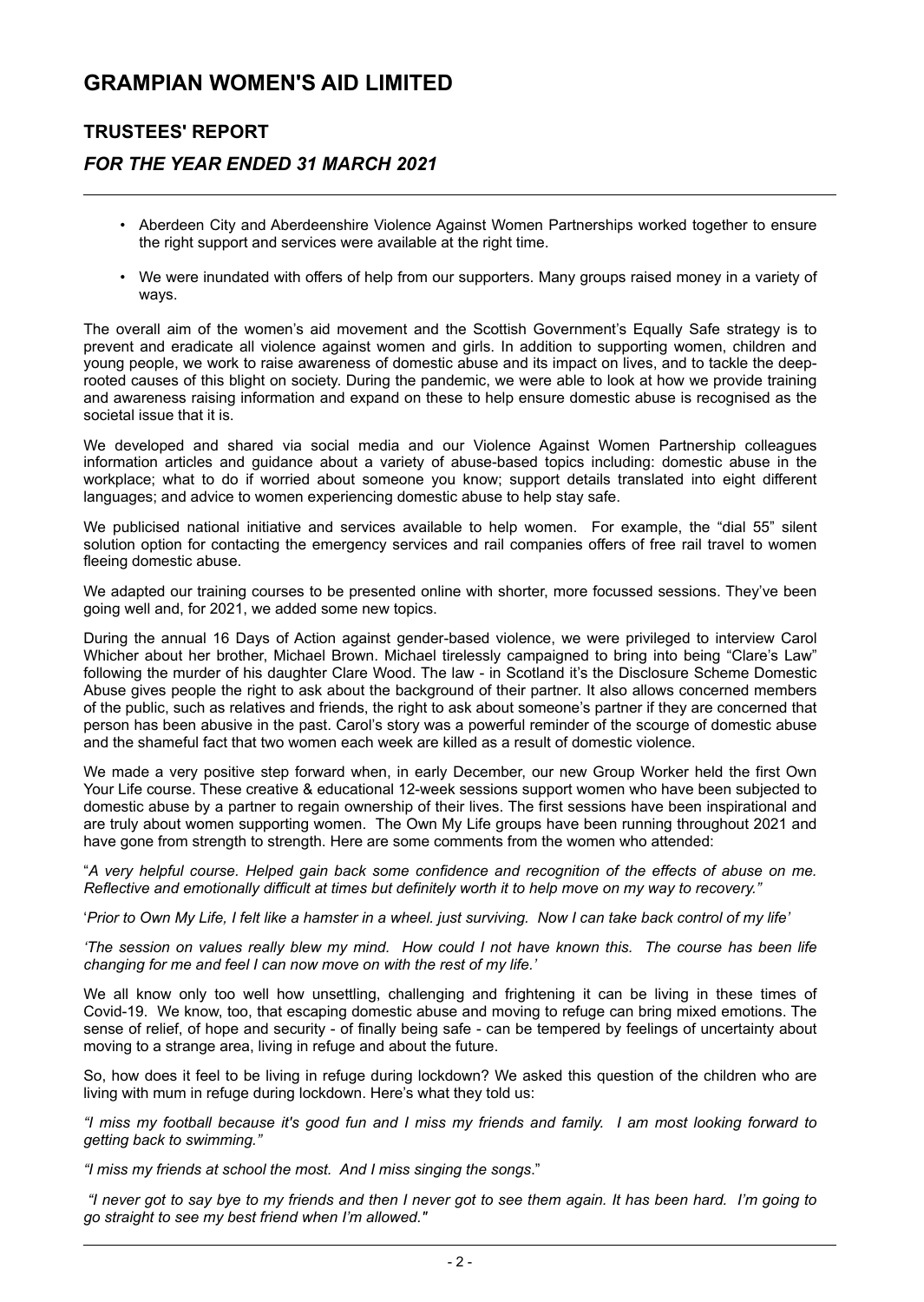- Aberdeen City and Aberdeenshire Violence Against Women Partnerships worked together to ensure the right support and services were available at the right time.
- We were inundated with offers of help from our supporters. Many groups raised money in a variety of ways.

The overall aim of the women's aid movement and the Scottish Government's Equally Safe strategy is to prevent and eradicate all violence against women and girls. In addition to supporting women, children and young people, we work to raise awareness of domestic abuse and its impact on lives, and to tackle the deep-rooted causes of this blight on society. During the pandemic, we were able to look at how we provide training and awareness raising information and expand on these to help ensure domestic abuse is recognised as the societal issue that it is.

We developed and shared via social media and our Violence Against Women Partnership colleagues information articles and guidance about a variety of abuse-based topics including: domestic abuse in the workplace; what to do if worried about someone you know; support details translated into eight different languages; and advice to women experiencing domestic abuse to help stay safe.

We publicised national initiative and services available to help women. For example, the "dial 55" silent solution option for contacting the emergency services and rail companies offers of free rail travel to women fleeing domestic abuse.

We adapted our training courses to be presented online with shorter, more focussed sessions. They've been going well and, for 2021, we added some new topics.

During the annual 16 Days of Action against gender-based violence, we were privileged to interview Carol Whicher about her brother, Michael Brown. Michael tirelessly campaigned to bring into being "Clare's Law" following the murder of his daughter Clare Wood. The law - in Scotland it's the Disclosure Scheme Domestic Abuse gives people the right to ask about the background of their partner. It also allows concerned members of the public, such as relatives and friends, the right to ask about someone's partner if they are concerned that person has been abusive in the past. Carol's story was a powerful reminder of the scourge of domestic abuse and the shameful fact that two women each week are killed as a result of domestic violence.

We made a very positive step forward when, in early December, our new Group Worker held the first Own Your Life course. These creative & educational 12-week sessions support women who have been subjected to domestic abuse by a partner to regain ownership of their lives. The first sessions have been inspirational and are truly about women supporting women. The Own My Life groups have been running throughout 2021 and have gone from strength to strength. Here are some comments from the women who attended:

"*A very helpful course. Helped gain back some confidence and recognition of the effects of abuse on me. Reflective and emotionally difficult at times but definitely worth it to help move on my way to recovery."*

'*Prior to Own My Life, I felt like a hamster in a wheel. just surviving. Now I can take back control of my life'*

*'The session on values really blew my mind. How could I not have known this. The course has been life changing for me and feel I can now move on with the rest of my life.'*

We all know only too well how unsettling, challenging and frightening it can be living in these times of Covid-19. We know, too, that escaping domestic abuse and moving to refuge can bring mixed emotions. The sense of relief, of hope and security - of finally being safe - can be tempered by feelings of uncertainty about moving to a strange area, living in refuge and about the future.

So, how does it feel to be living in refuge during lockdown? We asked this question of the children who are living with mum in refuge during lockdown. Here's what they told us:

*"I miss my football because it's good fun and I miss my friends and family. I am most looking forward to getting back to swimming."*

*"I miss my friends at school the most. And I miss singing the songs*."

*"I never got to say bye to my friends and then I never got to see them again. It has been hard. I'm going to go straight to see my best friend when I'm allowed."*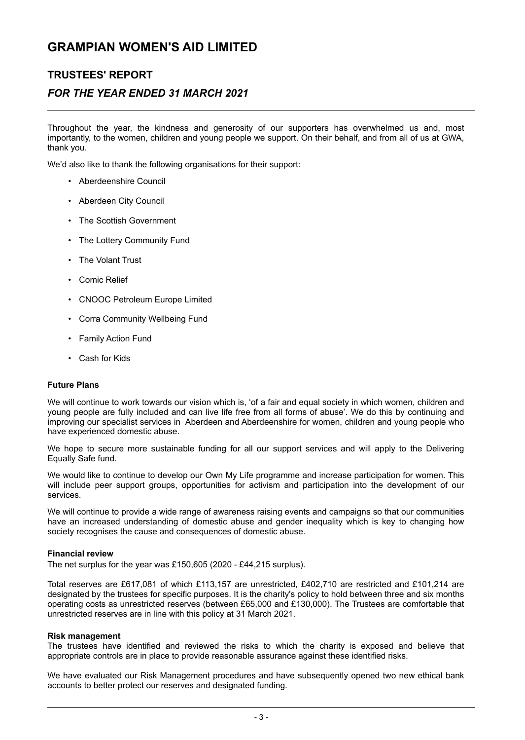# GRAMPIAN WOMEN'S AID LIMITED

## TRUSTEES' REPORT

### *FOR THE YEAR ENDED 31 MARCH 2021*

Throughout the year, the kindness and generosity of our supporters has overwhelmed us and, most importantly, to the women, children and young people we support. On their behalf, and from all of us at GWA, thank you.

We'd also like to thank the following organisations for their support:

- Aberdeenshire Council
- Aberdeen City Council
- The Scottish Government
- The Lottery Community Fund
- The Volant Trust
- Comic Relief
- CNOOC Petroleum Europe Limited
- Corra Community Wellbeing Fund
- Family Action Fund
- Cash for Kids

**Future Plans**

We will continue to work towards our vision which is, 'of a fair and equal society in which women, children and young people are fully included and can live life free from all forms of abuse'. We do this by continuing and improving our specialist services in Aberdeen and Aberdeenshire for women, children and young people who have experienced domestic abuse.

We hope to secure more sustainable funding for all our support services and will apply to the Delivering Equally Safe fund.

We would like to continue to develop our Own My Life programme and increase participation for women. This will include peer support groups, opportunities for activism and participation into the development of our services.

We will continue to provide a wide range of awareness raising events and campaigns so that our communities have an increased understanding of domestic abuse and gender inequality which is key to changing how society recognises the cause and consequences of domestic abuse.

**Financial review**

The net surplus for the year was £150,605 (2020 - £44,215 surplus).

Total reserves are £617,081 of which £113,157 are unrestricted, £402,710 are restricted and £101,214 are designated by the trustees for specific purposes. It is the charity's policy to hold between three and six months operating costs as unrestricted reserves (between £65,000 and £130,000). The Trustees are comfortable that unrestricted reserves are in line with this policy at 31 March 2021.

**Risk management**

The trustees have identified and reviewed the risks to which the charity is exposed and believe that appropriate controls are in place to provide reasonable assurance against these identified risks.

We have evaluated our Risk Management procedures and have subsequently opened two new ethical bank accounts to better protect our reserves and designated funding.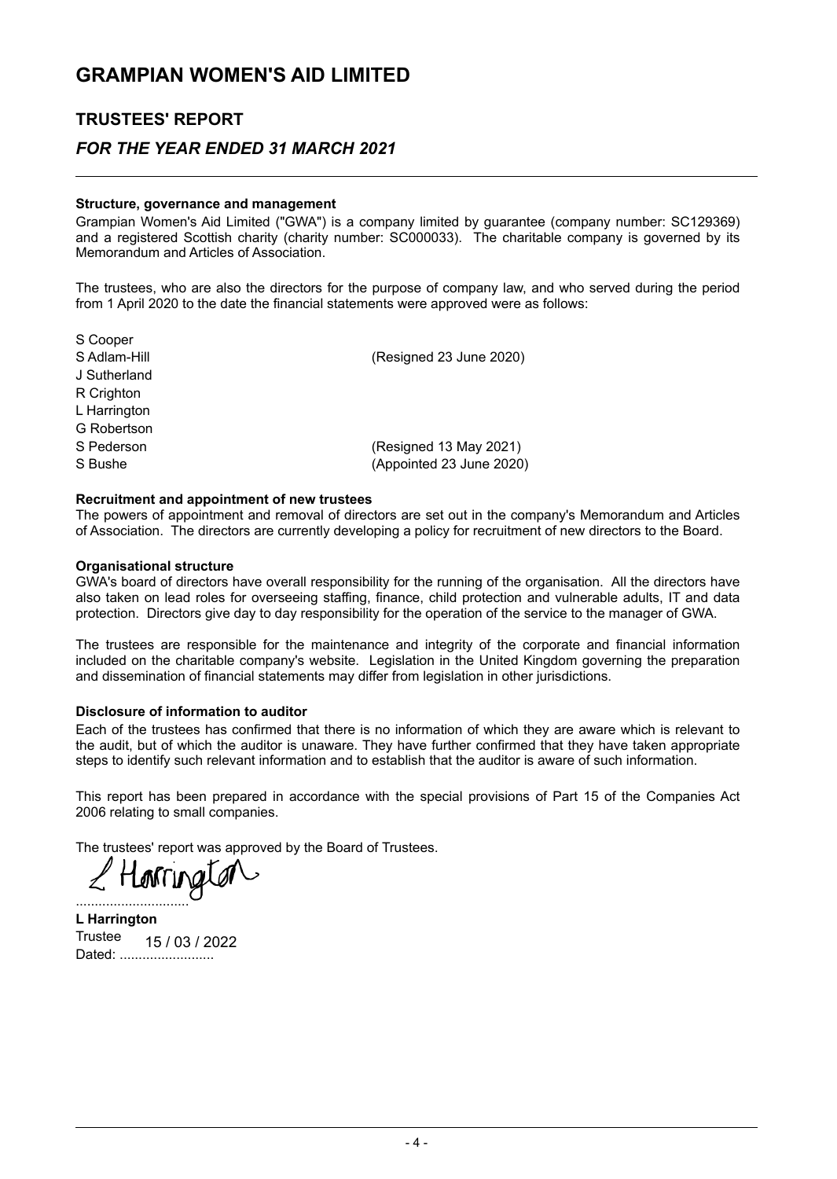# GRAMPIAN WOMEN'S AID LIMITED

## TRUSTEES' REPORT

### *FOR THE YEAR ENDED 31 MARCH 2021*

**Structure, governance and management**

Grampian Women's Aid Limited ("GWA") is a company limited by guarantee (company number: SC129369) and a registered Scottish charity (charity number: SC000033). The charitable company is governed by its Memorandum and Articles of Association.

The trustees, who are also the directors for the purpose of company law, and who served during the period from 1 April 2020 to the date the financial statements were approved were as follows:

| | |
|---|---|
| S Cooper | |
| S Adlam-Hill | (Resigned 23 June 2020) |
| J Sutherland | |
| R Crighton | |
| L Harrington | |
| G Robertson | |
| S Pederson | (Resigned 13 May 2021) |
| S Bushe | (Appointed 23 June 2020) |

**Recruitment and appointment of new trustees**

The powers of appointment and removal of directors are set out in the company's Memorandum and Articles of Association. The directors are currently developing a policy for recruitment of new directors to the Board.

**Organisational structure**

GWA's board of directors have overall responsibility for the running of the organisation. All the directors have also taken on lead roles for overseeing staffing, finance, child protection and vulnerable adults, IT and data protection. Directors give day to day responsibility for the operation of the service to the manager of GWA.

The trustees are responsible for the maintenance and integrity of the corporate and financial information included on the charitable company's website. Legislation in the United Kingdom governing the preparation and dissemination of financial statements may differ from legislation in other jurisdictions.

**Disclosure of information to auditor**

Each of the trustees has confirmed that there is no information of which they are aware which is relevant to the audit, but of which the auditor is unaware. They have further confirmed that they have taken appropriate steps to identify such relevant information and to establish that the auditor is aware of such information.

This report has been prepared in accordance with the special provisions of Part 15 of the Companies Act 2006 relating to small companies.

The trustees' report was approved by the Board of Trustees.

L Harrington
.............................

**L Harrington**
Trustee
Dated: 15 / 03 / 2022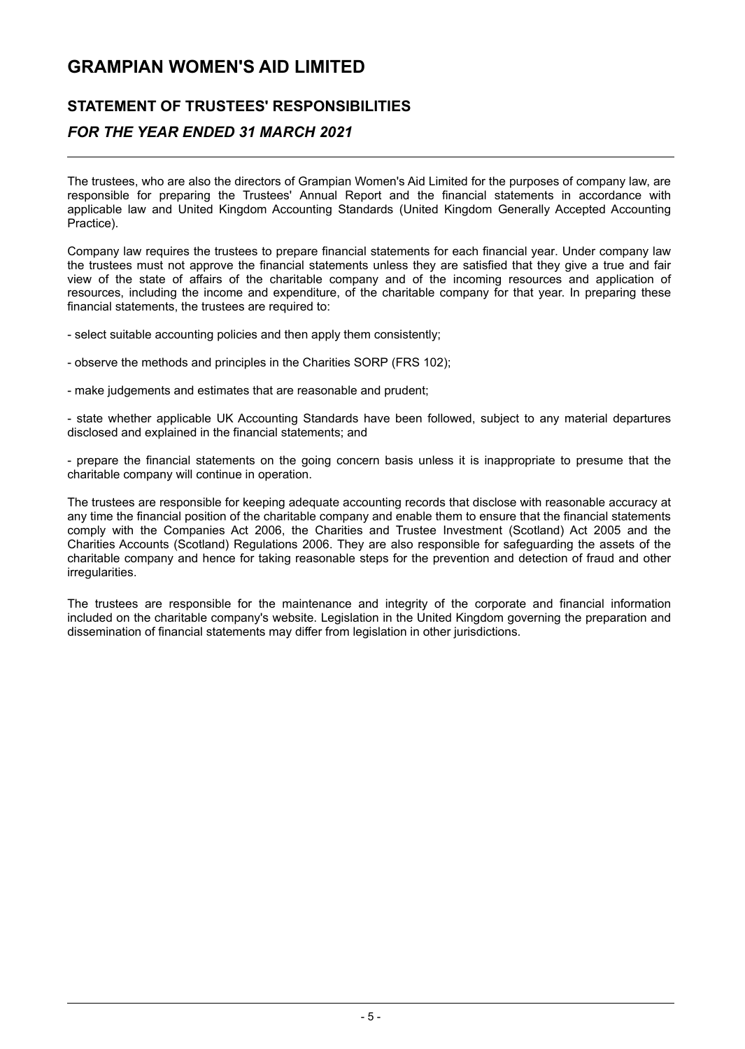# GRAMPIAN WOMEN'S AID LIMITED

## STATEMENT OF TRUSTEES' RESPONSIBILITIES

### *FOR THE YEAR ENDED 31 MARCH 2021*

The trustees, who are also the directors of Grampian Women's Aid Limited for the purposes of company law, are responsible for preparing the Trustees' Annual Report and the financial statements in accordance with applicable law and United Kingdom Accounting Standards (United Kingdom Generally Accepted Accounting Practice).

Company law requires the trustees to prepare financial statements for each financial year. Under company law the trustees must not approve the financial statements unless they are satisfied that they give a true and fair view of the state of affairs of the charitable company and of the incoming resources and application of resources, including the income and expenditure, of the charitable company for that year. In preparing these financial statements, the trustees are required to:

- select suitable accounting policies and then apply them consistently;

- observe the methods and principles in the Charities SORP (FRS 102);

- make judgements and estimates that are reasonable and prudent;

- state whether applicable UK Accounting Standards have been followed, subject to any material departures disclosed and explained in the financial statements; and

- prepare the financial statements on the going concern basis unless it is inappropriate to presume that the charitable company will continue in operation.

The trustees are responsible for keeping adequate accounting records that disclose with reasonable accuracy at any time the financial position of the charitable company and enable them to ensure that the financial statements comply with the Companies Act 2006, the Charities and Trustee Investment (Scotland) Act 2005 and the Charities Accounts (Scotland) Regulations 2006. They are also responsible for safeguarding the assets of the charitable company and hence for taking reasonable steps for the prevention and detection of fraud and other irregularities.

The trustees are responsible for the maintenance and integrity of the corporate and financial information included on the charitable company's website. Legislation in the United Kingdom governing the preparation and dissemination of financial statements may differ from legislation in other jurisdictions.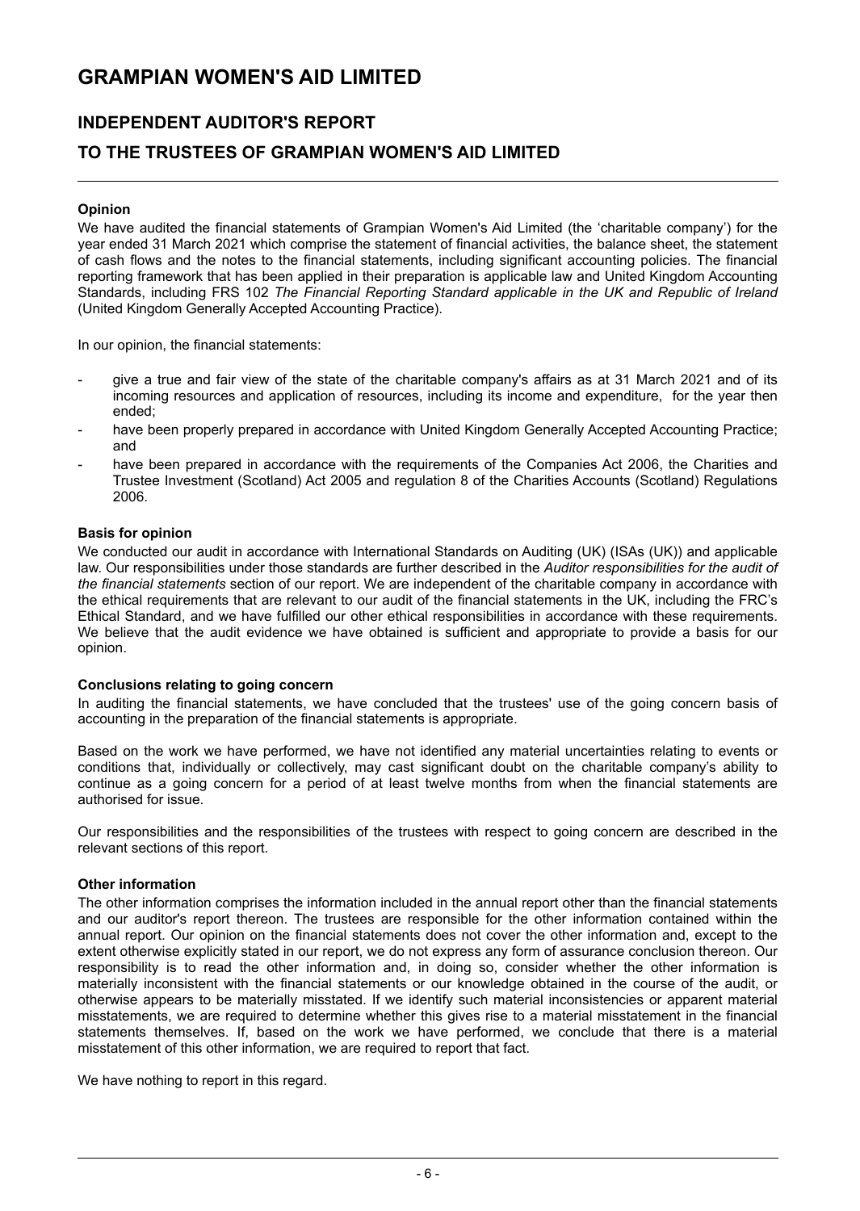# GRAMPIAN WOMEN'S AID LIMITED

## INDEPENDENT AUDITOR'S REPORT

## TO THE TRUSTEES OF GRAMPIAN WOMEN'S AID LIMITED

**Opinion**

We have audited the financial statements of Grampian Women's Aid Limited (the 'charitable company') for the year ended 31 March 2021 which comprise the statement of financial activities, the balance sheet, the statement of cash flows and the notes to the financial statements, including significant accounting policies. The financial reporting framework that has been applied in their preparation is applicable law and United Kingdom Accounting Standards, including FRS 102 *The Financial Reporting Standard applicable in the UK and Republic of Ireland* (United Kingdom Generally Accepted Accounting Practice).

In our opinion, the financial statements:

- give a true and fair view of the state of the charitable company's affairs as at 31 March 2021 and of its incoming resources and application of resources, including its income and expenditure, for the year then ended;
- have been properly prepared in accordance with United Kingdom Generally Accepted Accounting Practice; and
- have been prepared in accordance with the requirements of the Companies Act 2006, the Charities and Trustee Investment (Scotland) Act 2005 and regulation 8 of the Charities Accounts (Scotland) Regulations 2006.

**Basis for opinion**

We conducted our audit in accordance with International Standards on Auditing (UK) (ISAs (UK)) and applicable law. Our responsibilities under those standards are further described in the *Auditor responsibilities for the audit of the financial statements* section of our report. We are independent of the charitable company in accordance with the ethical requirements that are relevant to our audit of the financial statements in the UK, including the FRC's Ethical Standard, and we have fulfilled our other ethical responsibilities in accordance with these requirements. We believe that the audit evidence we have obtained is sufficient and appropriate to provide a basis for our opinion.

**Conclusions relating to going concern**

In auditing the financial statements, we have concluded that the trustees' use of the going concern basis of accounting in the preparation of the financial statements is appropriate.

Based on the work we have performed, we have not identified any material uncertainties relating to events or conditions that, individually or collectively, may cast significant doubt on the charitable company's ability to continue as a going concern for a period of at least twelve months from when the financial statements are authorised for issue.

Our responsibilities and the responsibilities of the trustees with respect to going concern are described in the relevant sections of this report.

**Other information**

The other information comprises the information included in the annual report other than the financial statements and our auditor's report thereon. The trustees are responsible for the other information contained within the annual report. Our opinion on the financial statements does not cover the other information and, except to the extent otherwise explicitly stated in our report, we do not express any form of assurance conclusion thereon. Our responsibility is to read the other information and, in doing so, consider whether the other information is materially inconsistent with the financial statements or our knowledge obtained in the course of the audit, or otherwise appears to be materially misstated. If we identify such material inconsistencies or apparent material misstatements, we are required to determine whether this gives rise to a material misstatement in the financial statements themselves. If, based on the work we have performed, we conclude that there is a material misstatement of this other information, we are required to report that fact.

We have nothing to report in this regard.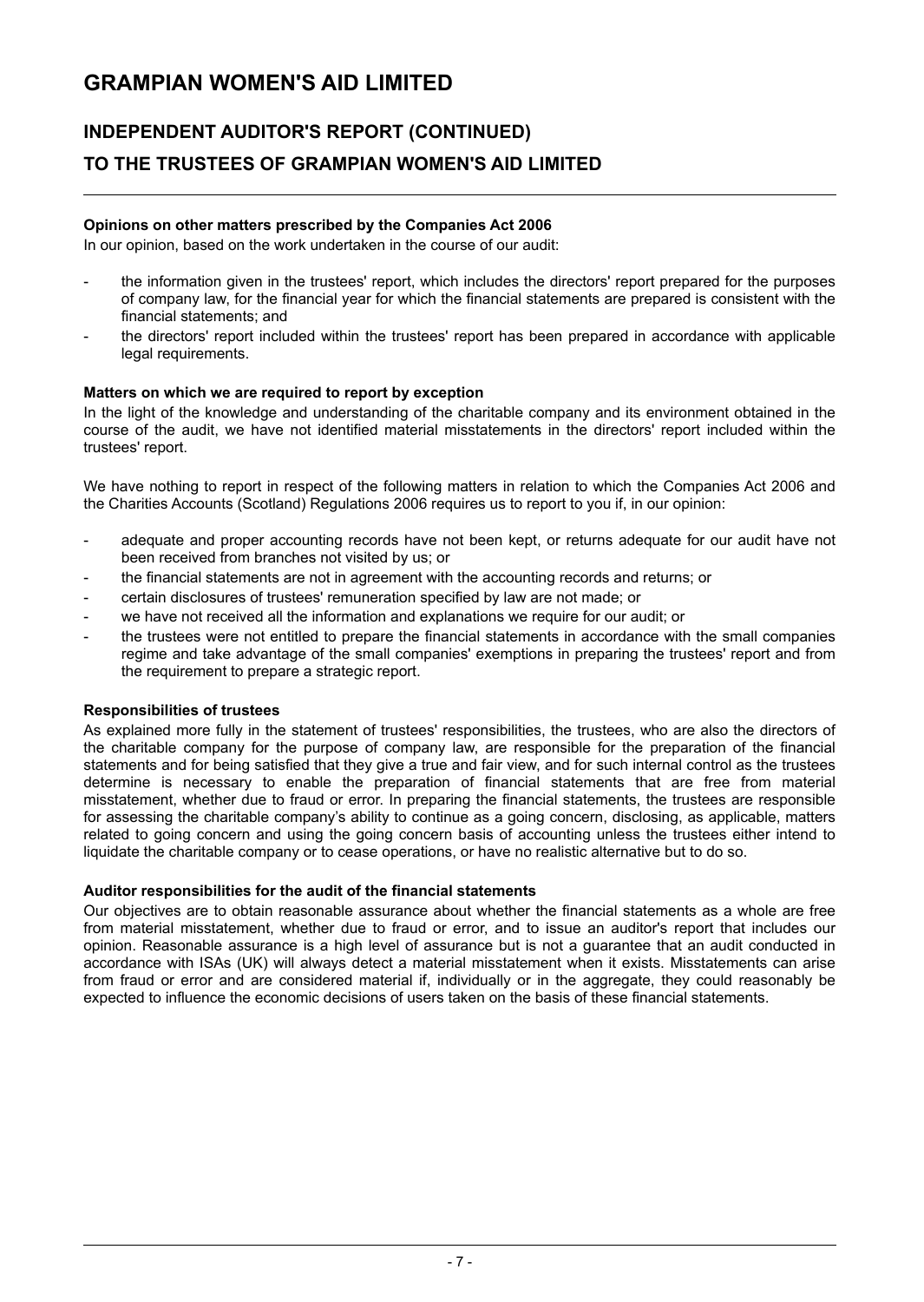# GRAMPIAN WOMEN'S AID LIMITED

## INDEPENDENT AUDITOR'S REPORT (CONTINUED)

## TO THE TRUSTEES OF GRAMPIAN WOMEN'S AID LIMITED

**Opinions on other matters prescribed by the Companies Act 2006**

In our opinion, based on the work undertaken in the course of our audit:

- the information given in the trustees' report, which includes the directors' report prepared for the purposes of company law, for the financial year for which the financial statements are prepared is consistent with the financial statements; and
- the directors' report included within the trustees' report has been prepared in accordance with applicable legal requirements.

**Matters on which we are required to report by exception**

In the light of the knowledge and understanding of the charitable company and its environment obtained in the course of the audit, we have not identified material misstatements in the directors' report included within the trustees' report.

We have nothing to report in respect of the following matters in relation to which the Companies Act 2006 and the Charities Accounts (Scotland) Regulations 2006 requires us to report to you if, in our opinion:

- adequate and proper accounting records have not been kept, or returns adequate for our audit have not been received from branches not visited by us; or
- the financial statements are not in agreement with the accounting records and returns; or
- certain disclosures of trustees' remuneration specified by law are not made; or
- we have not received all the information and explanations we require for our audit; or
- the trustees were not entitled to prepare the financial statements in accordance with the small companies regime and take advantage of the small companies' exemptions in preparing the trustees' report and from the requirement to prepare a strategic report.

**Responsibilities of trustees**

As explained more fully in the statement of trustees' responsibilities, the trustees, who are also the directors of the charitable company for the purpose of company law, are responsible for the preparation of the financial statements and for being satisfied that they give a true and fair view, and for such internal control as the trustees determine is necessary to enable the preparation of financial statements that are free from material misstatement, whether due to fraud or error. In preparing the financial statements, the trustees are responsible for assessing the charitable company's ability to continue as a going concern, disclosing, as applicable, matters related to going concern and using the going concern basis of accounting unless the trustees either intend to liquidate the charitable company or to cease operations, or have no realistic alternative but to do so.

**Auditor responsibilities for the audit of the financial statements**

Our objectives are to obtain reasonable assurance about whether the financial statements as a whole are free from material misstatement, whether due to fraud or error, and to issue an auditor's report that includes our opinion. Reasonable assurance is a high level of assurance but is not a guarantee that an audit conducted in accordance with ISAs (UK) will always detect a material misstatement when it exists. Misstatements can arise from fraud or error and are considered material if, individually or in the aggregate, they could reasonably be expected to influence the economic decisions of users taken on the basis of these financial statements.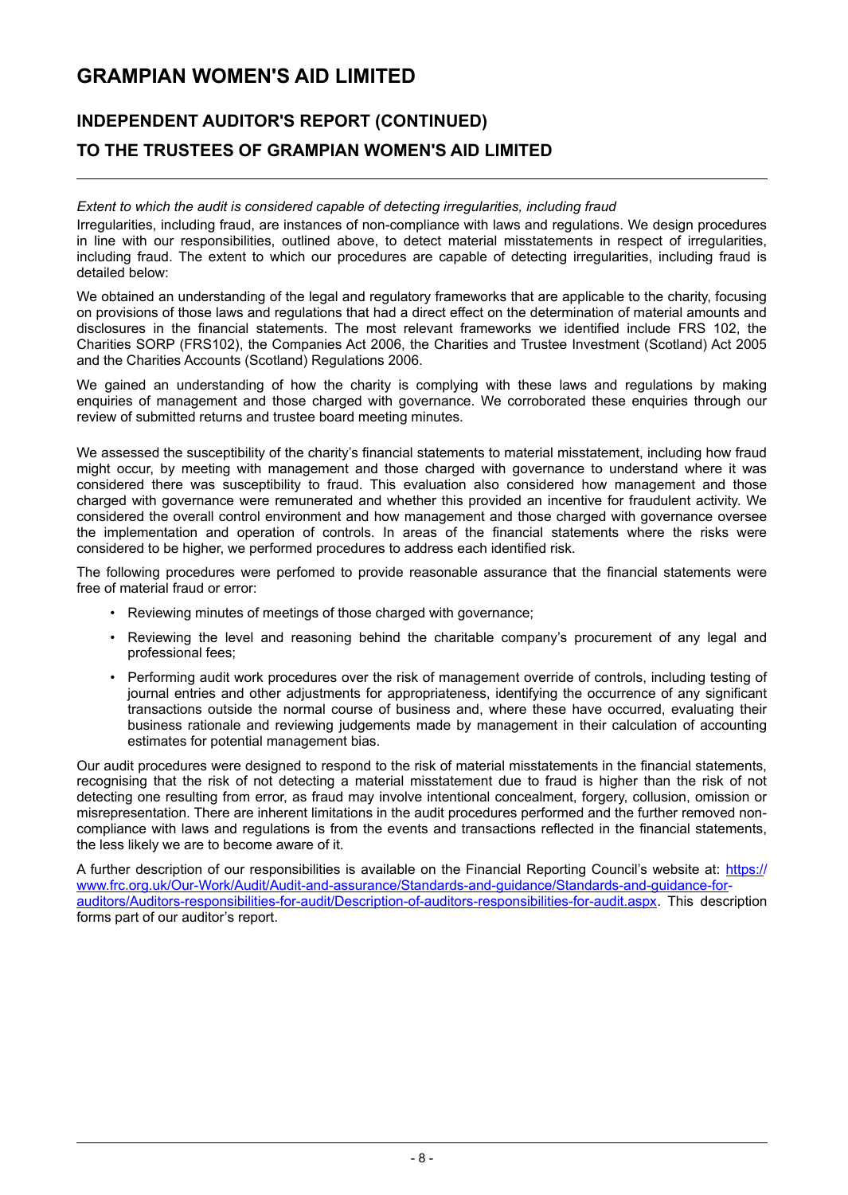# GRAMPIAN WOMEN'S AID LIMITED

## INDEPENDENT AUDITOR'S REPORT (CONTINUED)

## TO THE TRUSTEES OF GRAMPIAN WOMEN'S AID LIMITED

*Extent to which the audit is considered capable of detecting irregularities, including fraud*

Irregularities, including fraud, are instances of non-compliance with laws and regulations. We design procedures in line with our responsibilities, outlined above, to detect material misstatements in respect of irregularities, including fraud. The extent to which our procedures are capable of detecting irregularities, including fraud is detailed below:

We obtained an understanding of the legal and regulatory frameworks that are applicable to the charity, focusing on provisions of those laws and regulations that had a direct effect on the determination of material amounts and disclosures in the financial statements. The most relevant frameworks we identified include FRS 102, the Charities SORP (FRS102), the Companies Act 2006, the Charities and Trustee Investment (Scotland) Act 2005 and the Charities Accounts (Scotland) Regulations 2006.

We gained an understanding of how the charity is complying with these laws and regulations by making enquiries of management and those charged with governance. We corroborated these enquiries through our review of submitted returns and trustee board meeting minutes.

We assessed the susceptibility of the charity's financial statements to material misstatement, including how fraud might occur, by meeting with management and those charged with governance to understand where it was considered there was susceptibility to fraud. This evaluation also considered how management and those charged with governance were remunerated and whether this provided an incentive for fraudulent activity. We considered the overall control environment and how management and those charged with governance oversee the implementation and operation of controls. In areas of the financial statements where the risks were considered to be higher, we performed procedures to address each identified risk.

The following procedures were perfomed to provide reasonable assurance that the financial statements were free of material fraud or error:

- Reviewing minutes of meetings of those charged with governance;
- Reviewing the level and reasoning behind the charitable company's procurement of any legal and professional fees;
- Performing audit work procedures over the risk of management override of controls, including testing of journal entries and other adjustments for appropriateness, identifying the occurrence of any significant transactions outside the normal course of business and, where these have occurred, evaluating their business rationale and reviewing judgements made by management in their calculation of accounting estimates for potential management bias.

Our audit procedures were designed to respond to the risk of material misstatements in the financial statements, recognising that the risk of not detecting a material misstatement due to fraud is higher than the risk of not detecting one resulting from error, as fraud may involve intentional concealment, forgery, collusion, omission or misrepresentation. There are inherent limitations in the audit procedures performed and the further removed non-compliance with laws and regulations is from the events and transactions reflected in the financial statements, the less likely we are to become aware of it.

A further description of our responsibilities is available on the Financial Reporting Council's website at: [https://www.frc.org.uk/Our-Work/Audit/Audit-and-assurance/Standards-and-guidance/Standards-and-guidance-for-auditors/Auditors-responsibilities-for-audit/Description-of-auditors-responsibilities-for-audit.aspx](https://www.frc.org.uk/Our-Work/Audit/Audit-and-assurance/Standards-and-guidance/Standards-and-guidance-for-auditors/Auditors-responsibilities-for-audit/Description-of-auditors-responsibilities-for-audit.aspx). This description forms part of our auditor's report.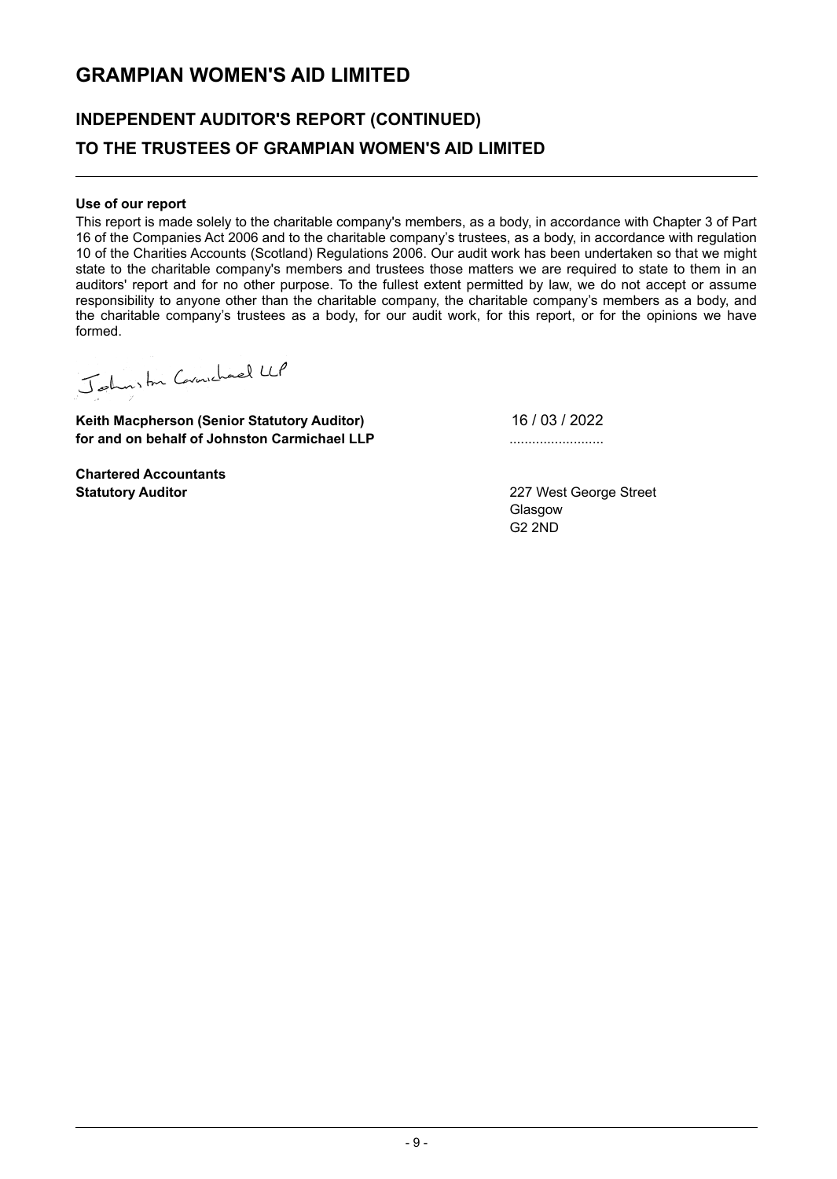# GRAMPIAN WOMEN'S AID LIMITED

## INDEPENDENT AUDITOR'S REPORT (CONTINUED)

## TO THE TRUSTEES OF GRAMPIAN WOMEN'S AID LIMITED

**Use of our report**

This report is made solely to the charitable company's members, as a body, in accordance with Chapter 3 of Part 16 of the Companies Act 2006 and to the charitable company's trustees, as a body, in accordance with regulation 10 of the Charities Accounts (Scotland) Regulations 2006. Our audit work has been undertaken so that we might state to the charitable company's members and trustees those matters we are required to state to them in an auditors' report and for no other purpose. To the fullest extent permitted by law, we do not accept or assume responsibility to anyone other than the charitable company, the charitable company's members as a body, and the charitable company's trustees as a body, for our audit work, for this report, or for the opinions we have formed.

Johnston Carmichael LLP

**Keith Macpherson (Senior Statutory Auditor)**
**for and on behalf of Johnston Carmichael LLP**

16 / 03 / 2022

**Chartered Accountants**
**Statutory Auditor**

227 West George Street
Glasgow
G2 2ND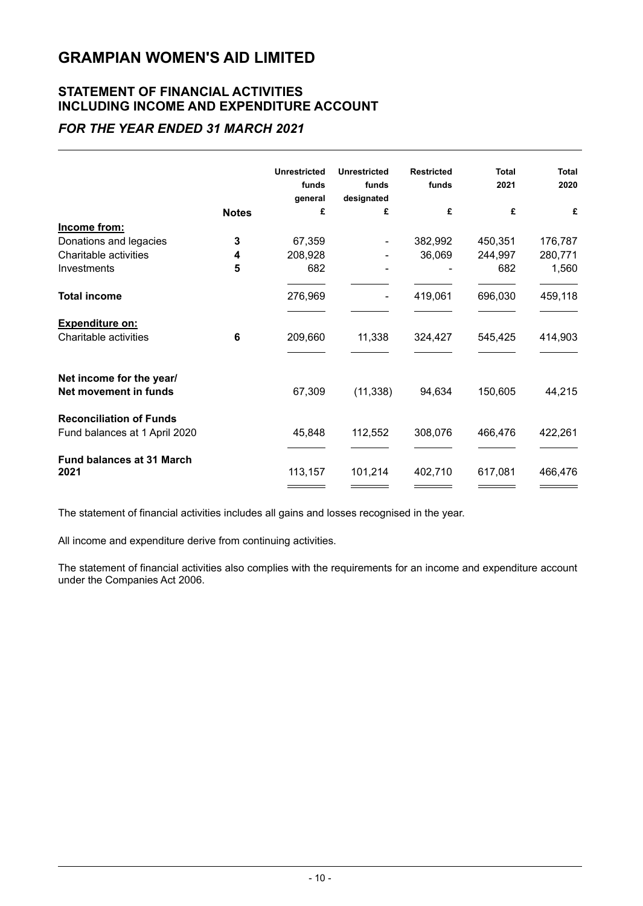# GRAMPIAN WOMEN'S AID LIMITED

## STATEMENT OF FINANCIAL ACTIVITIES INCLUDING INCOME AND EXPENDITURE ACCOUNT

### *FOR THE YEAR ENDED 31 MARCH 2021*

| | Notes | Unrestricted funds general £ | Unrestricted funds designated £ | Restricted funds £ | Total 2021 £ | Total 2020 £ |
|---|---|---|---|---|---|---|
| **Income from:** | | | | | | |
| Donations and legacies | 3 | 67,359 | - | 382,992 | 450,351 | 176,787 |
| Charitable activities | 4 | 208,928 | - | 36,069 | 244,997 | 280,771 |
| Investments | 5 | 682 | - | - | 682 | 1,560 |
| **Total income** | | 276,969 | - | 419,061 | 696,030 | 459,118 |
| **Expenditure on:** | | | | | | |
| Charitable activities | 6 | 209,660 | 11,338 | 324,427 | 545,425 | 414,903 |
| **Net income for the year/ Net movement in funds** | | 67,309 | (11,338) | 94,634 | 150,605 | 44,215 |
| **Reconciliation of Funds** | | | | | | |
| Fund balances at 1 April 2020 | | 45,848 | 112,552 | 308,076 | 466,476 | 422,261 |
| **Fund balances at 31 March 2021** | | 113,157 | 101,214 | 402,710 | 617,081 | 466,476 |

The statement of financial activities includes all gains and losses recognised in the year.

All income and expenditure derive from continuing activities.

The statement of financial activities also complies with the requirements for an income and expenditure account under the Companies Act 2006.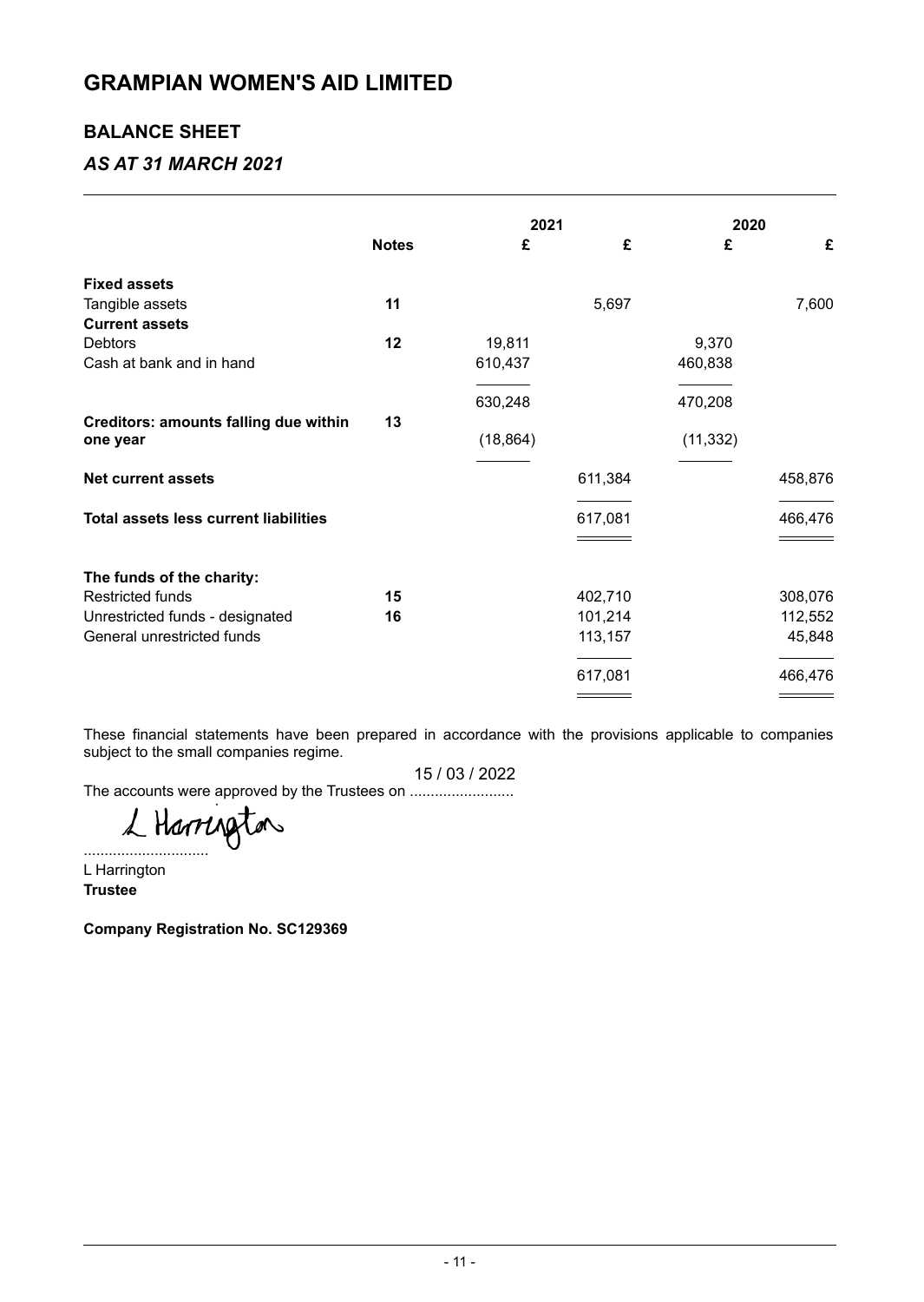# GRAMPIAN WOMEN'S AID LIMITED

## BALANCE SHEET

### *AS AT 31 MARCH 2021*

| | Notes | 2021 £ | 2021 £ | 2020 £ | 2020 £ |
|---|---|---|---|---|---|
| **Fixed assets** | | | | | |
| Tangible assets | **11** | | 5,697 | | 7,600 |
| **Current assets** | | | | | |
| Debtors | **12** | 19,811 | | 9,370 | |
| Cash at bank and in hand | | 610,437 | | 460,838 | |
| | | 630,248 | | 470,208 | |
| **Creditors: amounts falling due within one year** | **13** | (18,864) | | (11,332) | |
| **Net current assets** | | | 611,384 | | 458,876 |
| **Total assets less current liabilities** | | | 617,081 | | 466,476 |
| **The funds of the charity:** | | | | | |
| Restricted funds | **15** | | 402,710 | | 308,076 |
| Unrestricted funds - designated | **16** | | 101,214 | | 112,552 |
| General unrestricted funds | | | 113,157 | | 45,848 |
| | | | 617,081 | | 466,476 |

These financial statements have been prepared in accordance with the provisions applicable to companies subject to the small companies regime.

The accounts were approved by the Trustees on 15 / 03 / 2022

L Harrington

..............................

L Harrington

**Trustee**

**Company Registration No. SC129369**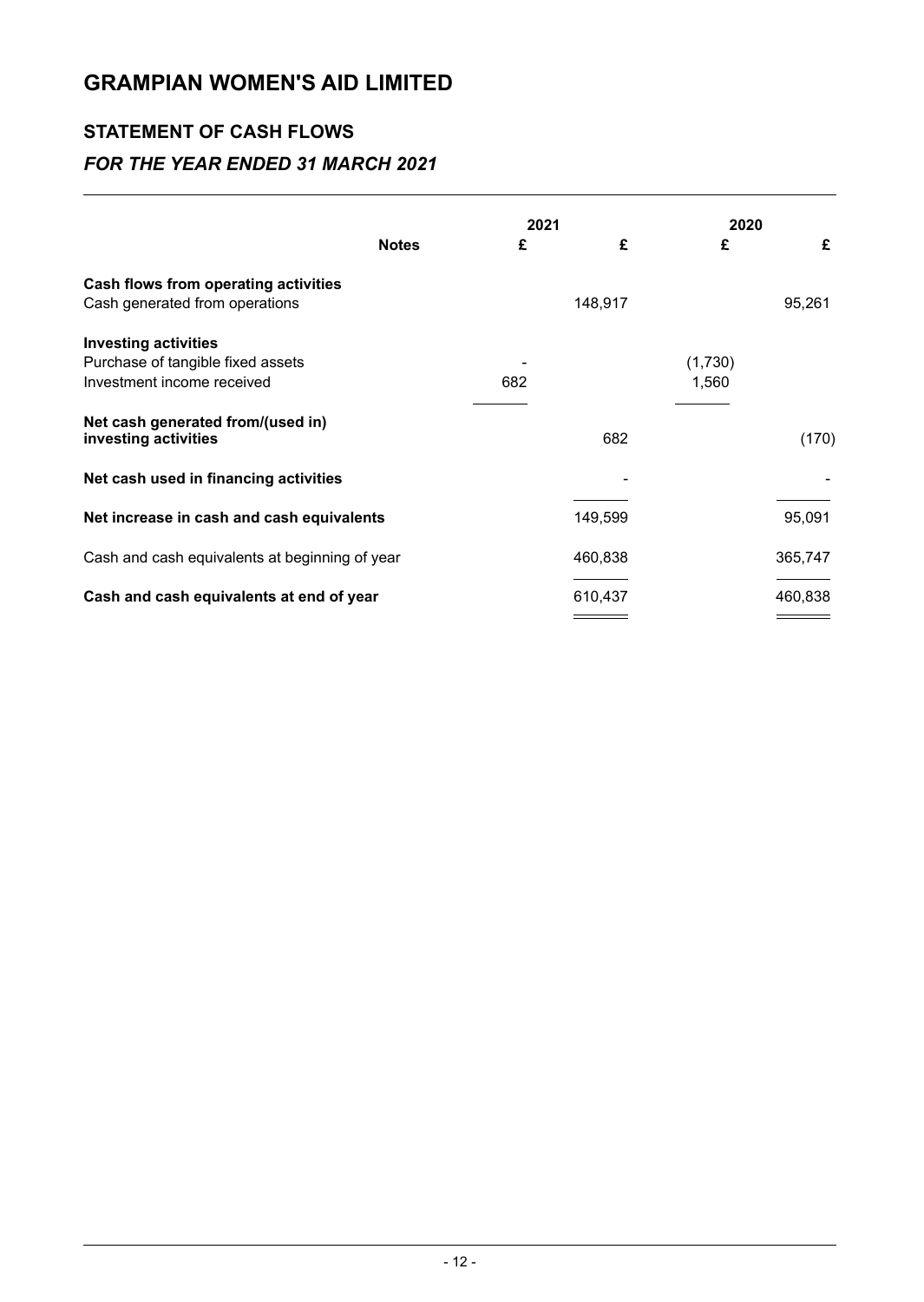# GRAMPIAN WOMEN'S AID LIMITED

## STATEMENT OF CASH FLOWS

### *FOR THE YEAR ENDED 31 MARCH 2021*

| | Notes | 2021 £ | 2021 £ | 2020 £ | 2020 £ |
|---|---|---|---|---|---|
| **Cash flows from operating activities** | | | | | |
| Cash generated from operations | | | 148,917 | | 95,261 |
| **Investing activities** | | | | | |
| Purchase of tangible fixed assets | | - | | (1,730) | |
| Investment income received | | 682 | | 1,560 | |
| **Net cash generated from/(used in) investing activities** | | | 682 | | (170) |
| **Net cash used in financing activities** | | | - | | - |
| **Net increase in cash and cash equivalents** | | | 149,599 | | 95,091 |
| Cash and cash equivalents at beginning of year | | | 460,838 | | 365,747 |
| **Cash and cash equivalents at end of year** | | | 610,437 | | 460,838 |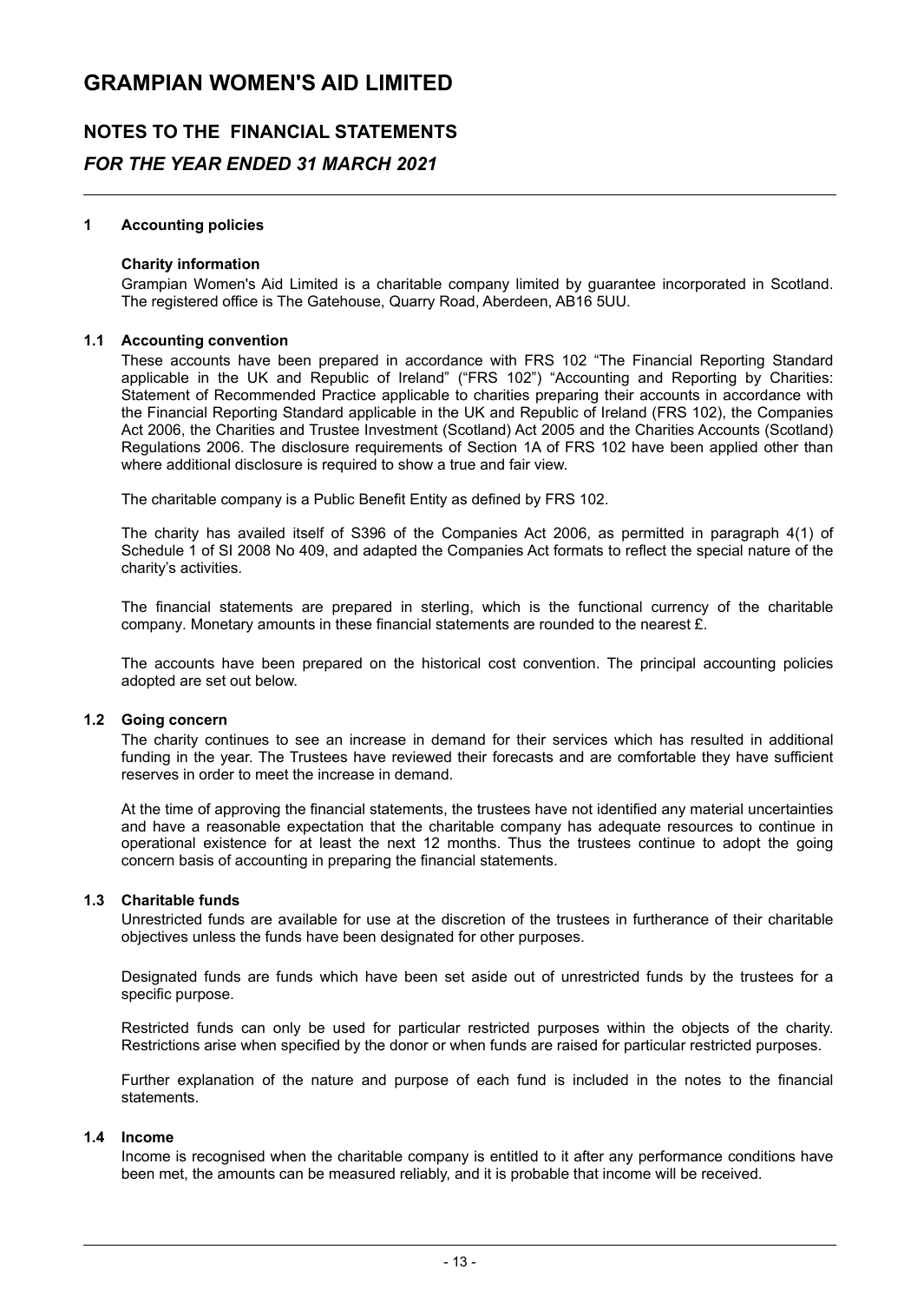# GRAMPIAN WOMEN'S AID LIMITED

## NOTES TO THE FINANCIAL STATEMENTS

## *FOR THE YEAR ENDED 31 MARCH 2021*

### 1 Accounting policies

**Charity information**

Grampian Women's Aid Limited is a charitable company limited by guarantee incorporated in Scotland. The registered office is The Gatehouse, Quarry Road, Aberdeen, AB16 5UU.

### 1.1 Accounting convention

These accounts have been prepared in accordance with FRS 102 "The Financial Reporting Standard applicable in the UK and Republic of Ireland" ("FRS 102") "Accounting and Reporting by Charities: Statement of Recommended Practice applicable to charities preparing their accounts in accordance with the Financial Reporting Standard applicable in the UK and Republic of Ireland (FRS 102), the Companies Act 2006, the Charities and Trustee Investment (Scotland) Act 2005 and the Charities Accounts (Scotland) Regulations 2006. The disclosure requirements of Section 1A of FRS 102 have been applied other than where additional disclosure is required to show a true and fair view.

The charitable company is a Public Benefit Entity as defined by FRS 102.

The charity has availed itself of S396 of the Companies Act 2006, as permitted in paragraph 4(1) of Schedule 1 of SI 2008 No 409, and adapted the Companies Act formats to reflect the special nature of the charity's activities.

The financial statements are prepared in sterling, which is the functional currency of the charitable company. Monetary amounts in these financial statements are rounded to the nearest £.

The accounts have been prepared on the historical cost convention. The principal accounting policies adopted are set out below.

### 1.2 Going concern

The charity continues to see an increase in demand for their services which has resulted in additional funding in the year. The Trustees have reviewed their forecasts and are comfortable they have sufficient reserves in order to meet the increase in demand.

At the time of approving the financial statements, the trustees have not identified any material uncertainties and have a reasonable expectation that the charitable company has adequate resources to continue in operational existence for at least the next 12 months. Thus the trustees continue to adopt the going concern basis of accounting in preparing the financial statements.

### 1.3 Charitable funds

Unrestricted funds are available for use at the discretion of the trustees in furtherance of their charitable objectives unless the funds have been designated for other purposes.

Designated funds are funds which have been set aside out of unrestricted funds by the trustees for a specific purpose.

Restricted funds can only be used for particular restricted purposes within the objects of the charity. Restrictions arise when specified by the donor or when funds are raised for particular restricted purposes.

Further explanation of the nature and purpose of each fund is included in the notes to the financial statements.

### 1.4 Income

Income is recognised when the charitable company is entitled to it after any performance conditions have been met, the amounts can be measured reliably, and it is probable that income will be received.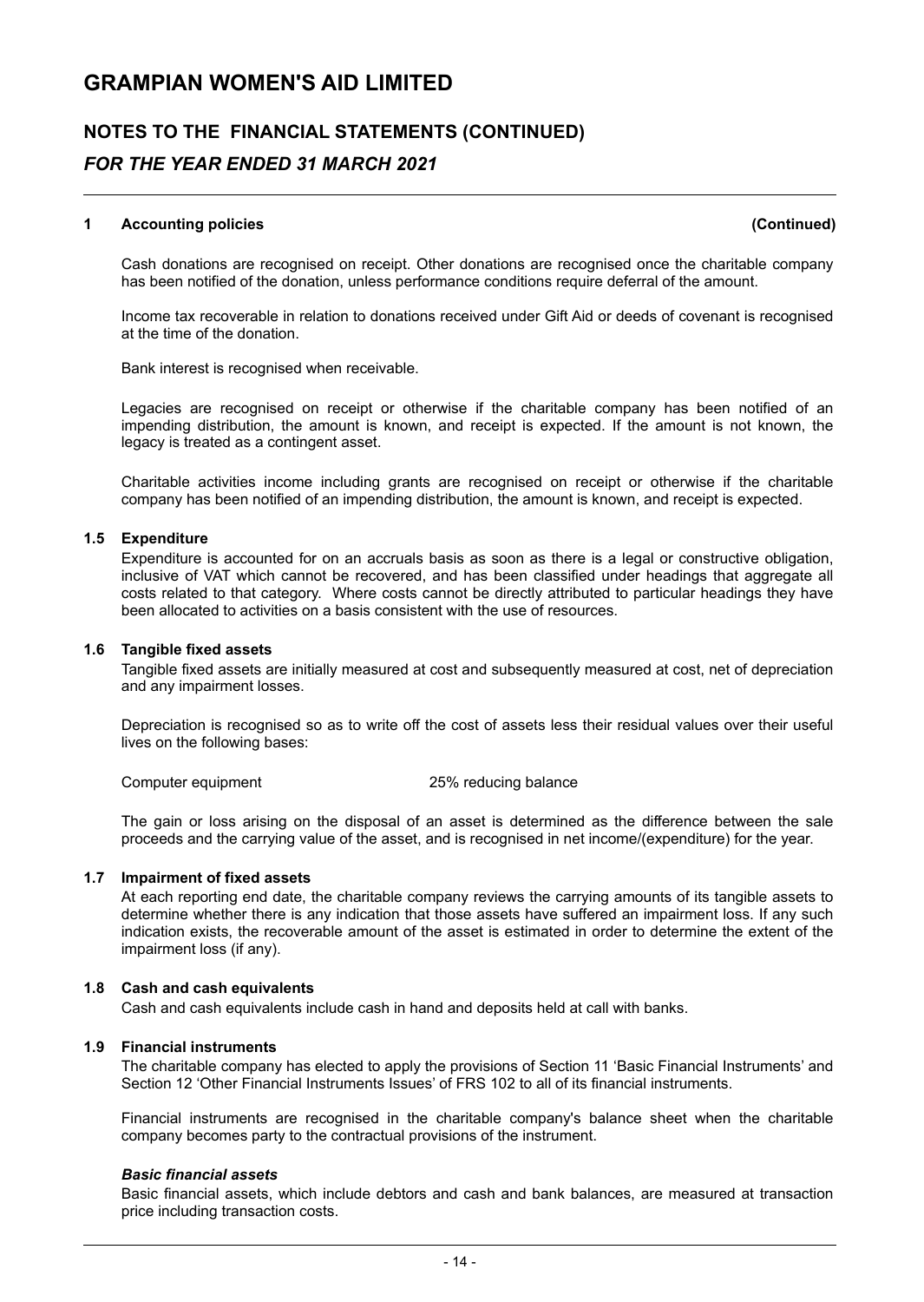# GRAMPIAN WOMEN'S AID LIMITED

## NOTES TO THE FINANCIAL STATEMENTS (CONTINUED)

### *FOR THE YEAR ENDED 31 MARCH 2021*

**1 Accounting policies** **(Continued)**

Cash donations are recognised on receipt. Other donations are recognised once the charitable company has been notified of the donation, unless performance conditions require deferral of the amount.

Income tax recoverable in relation to donations received under Gift Aid or deeds of covenant is recognised at the time of the donation.

Bank interest is recognised when receivable.

Legacies are recognised on receipt or otherwise if the charitable company has been notified of an impending distribution, the amount is known, and receipt is expected. If the amount is not known, the legacy is treated as a contingent asset.

Charitable activities income including grants are recognised on receipt or otherwise if the charitable company has been notified of an impending distribution, the amount is known, and receipt is expected.

**1.5 Expenditure**

Expenditure is accounted for on an accruals basis as soon as there is a legal or constructive obligation, inclusive of VAT which cannot be recovered, and has been classified under headings that aggregate all costs related to that category. Where costs cannot be directly attributed to particular headings they have been allocated to activities on a basis consistent with the use of resources.

**1.6 Tangible fixed assets**

Tangible fixed assets are initially measured at cost and subsequently measured at cost, net of depreciation and any impairment losses.

Depreciation is recognised so as to write off the cost of assets less their residual values over their useful lives on the following bases:

| | |
|---|---|
| Computer equipment | 25% reducing balance |

The gain or loss arising on the disposal of an asset is determined as the difference between the sale proceeds and the carrying value of the asset, and is recognised in net income/(expenditure) for the year.

**1.7 Impairment of fixed assets**

At each reporting end date, the charitable company reviews the carrying amounts of its tangible assets to determine whether there is any indication that those assets have suffered an impairment loss. If any such indication exists, the recoverable amount of the asset is estimated in order to determine the extent of the impairment loss (if any).

**1.8 Cash and cash equivalents**

Cash and cash equivalents include cash in hand and deposits held at call with banks.

**1.9 Financial instruments**

The charitable company has elected to apply the provisions of Section 11 'Basic Financial Instruments' and Section 12 'Other Financial Instruments Issues' of FRS 102 to all of its financial instruments.

Financial instruments are recognised in the charitable company's balance sheet when the charitable company becomes party to the contractual provisions of the instrument.

***Basic financial assets***

Basic financial assets, which include debtors and cash and bank balances, are measured at transaction price including transaction costs.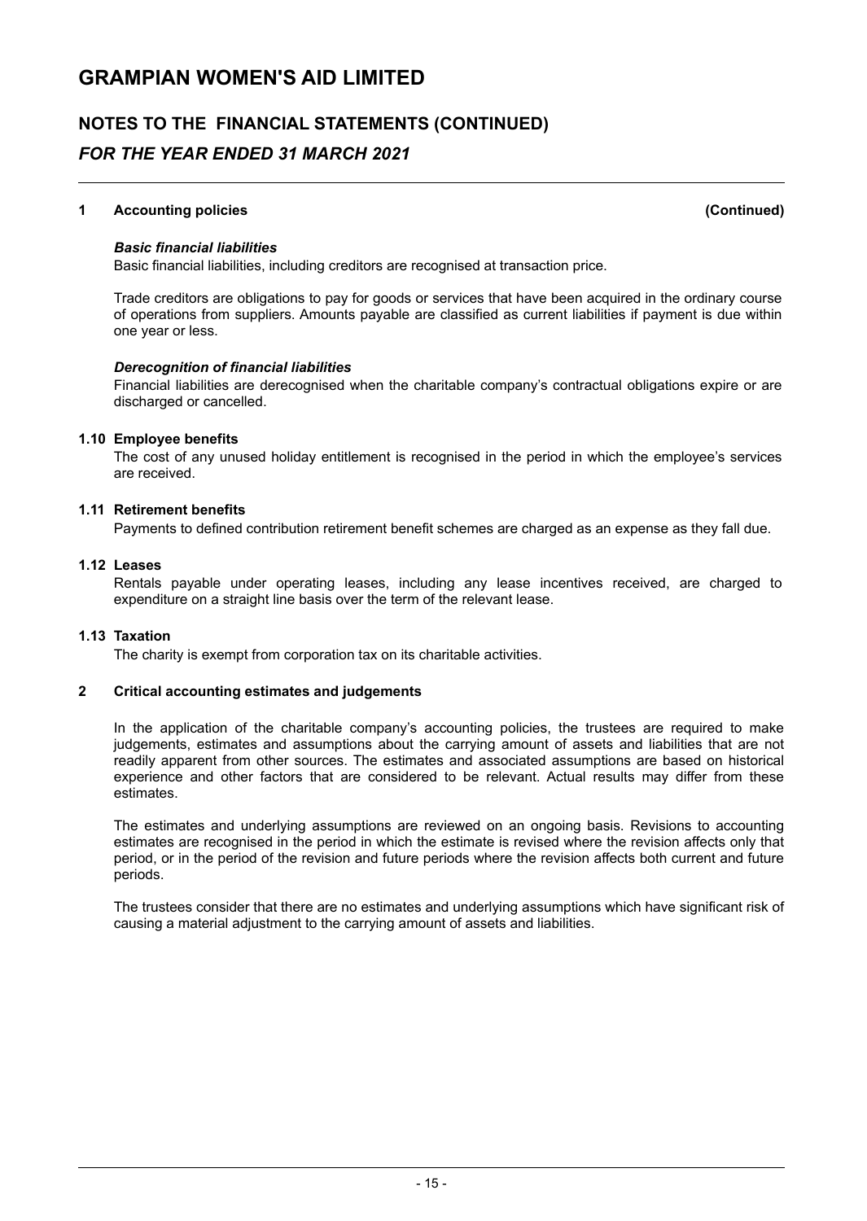# GRAMPIAN WOMEN'S AID LIMITED

## NOTES TO THE FINANCIAL STATEMENTS (CONTINUED)

## *FOR THE YEAR ENDED 31 MARCH 2021*

**1 Accounting policies** **(Continued)**

***Basic financial liabilities***

Basic financial liabilities, including creditors are recognised at transaction price.

Trade creditors are obligations to pay for goods or services that have been acquired in the ordinary course of operations from suppliers. Amounts payable are classified as current liabilities if payment is due within one year or less.

***Derecognition of financial liabilities***

Financial liabilities are derecognised when the charitable company's contractual obligations expire or are discharged or cancelled.

**1.10 Employee benefits**

The cost of any unused holiday entitlement is recognised in the period in which the employee's services are received.

**1.11 Retirement benefits**

Payments to defined contribution retirement benefit schemes are charged as an expense as they fall due.

**1.12 Leases**

Rentals payable under operating leases, including any lease incentives received, are charged to expenditure on a straight line basis over the term of the relevant lease.

**1.13 Taxation**

The charity is exempt from corporation tax on its charitable activities.

**2 Critical accounting estimates and judgements**

In the application of the charitable company's accounting policies, the trustees are required to make judgements, estimates and assumptions about the carrying amount of assets and liabilities that are not readily apparent from other sources. The estimates and associated assumptions are based on historical experience and other factors that are considered to be relevant. Actual results may differ from these estimates.

The estimates and underlying assumptions are reviewed on an ongoing basis. Revisions to accounting estimates are recognised in the period in which the estimate is revised where the revision affects only that period, or in the period of the revision and future periods where the revision affects both current and future periods.

The trustees consider that there are no estimates and underlying assumptions which have significant risk of causing a material adjustment to the carrying amount of assets and liabilities.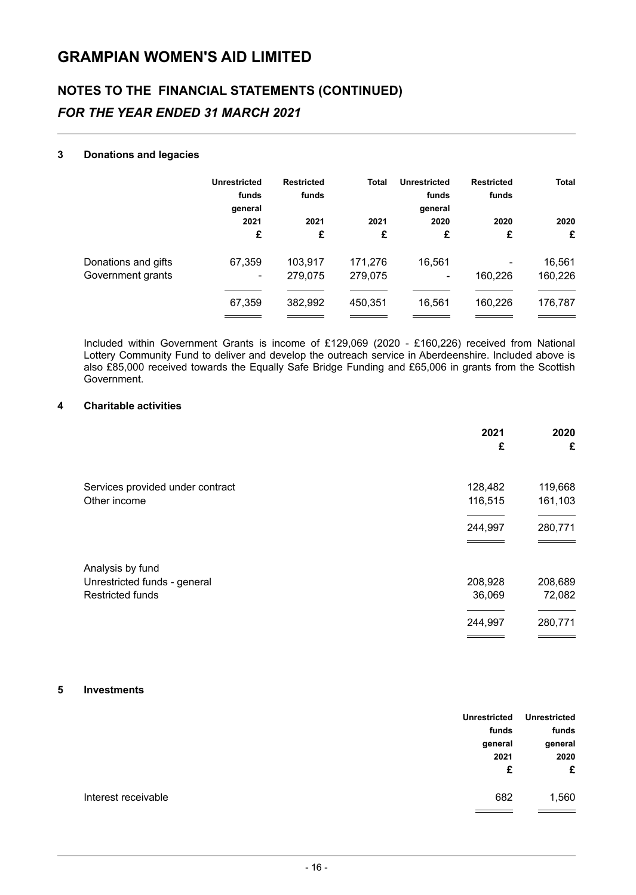# GRAMPIAN WOMEN'S AID LIMITED

## NOTES TO THE FINANCIAL STATEMENTS (CONTINUED)

### *FOR THE YEAR ENDED 31 MARCH 2021*

#### 3 Donations and legacies

| | Unrestricted funds general 2021 £ | Restricted funds 2021 £ | Total 2021 £ | Unrestricted funds general 2020 £ | Restricted funds 2020 £ | Total 2020 £ |
|---|---|---|---|---|---|---|
| Donations and gifts | 67,359 | 103,917 | 171,276 | 16,561 | - | 16,561 |
| Government grants | - | 279,075 | 279,075 | - | 160,226 | 160,226 |
| | 67,359 | 382,992 | 450,351 | 16,561 | 160,226 | 176,787 |

Included within Government Grants is income of £129,069 (2020 - £160,226) received from National Lottery Community Fund to deliver and develop the outreach service in Aberdeenshire. Included above is also £85,000 received towards the Equally Safe Bridge Funding and £65,006 in grants from the Scottish Government.

#### 4 Charitable activities

| | 2021 £ | 2020 £ |
|---|---|---|
| Services provided under contract | 128,482 | 119,668 |
| Other income | 116,515 | 161,103 |
| | 244,997 | 280,771 |
| | | |
| Analysis by fund | | |
| Unrestricted funds - general | 208,928 | 208,689 |
| Restricted funds | 36,069 | 72,082 |
| | 244,997 | 280,771 |

#### 5 Investments

| | Unrestricted funds general 2021 £ | Unrestricted funds general 2020 £ |
|---|---|---|
| Interest receivable | 682 | 1,560 |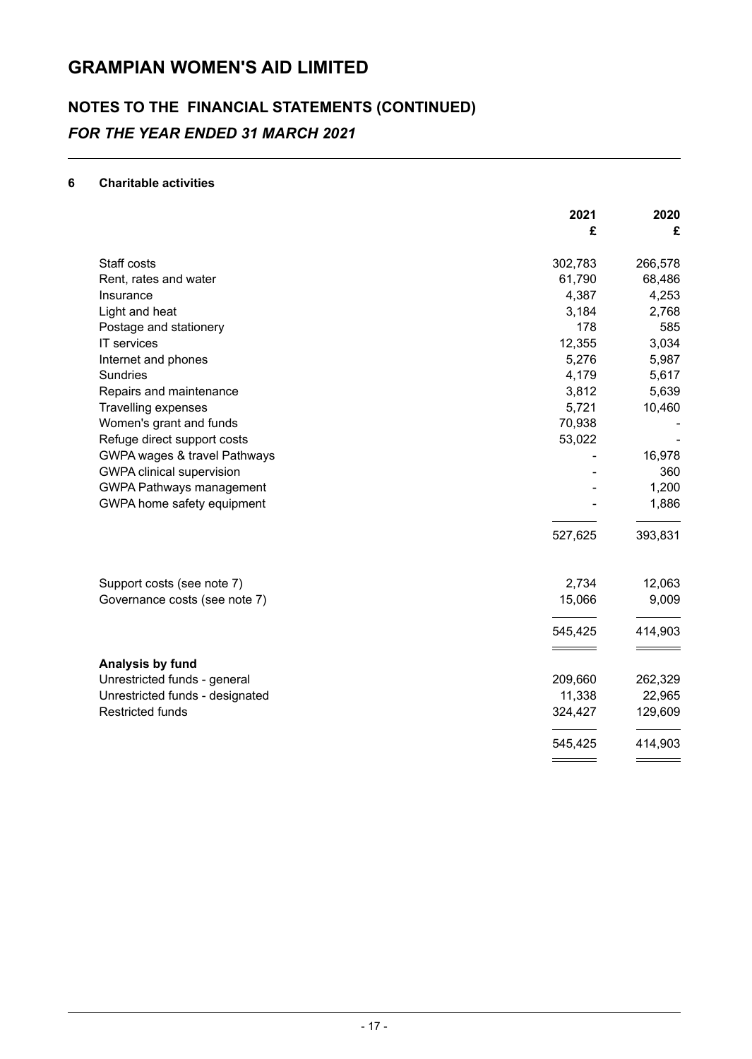# GRAMPIAN WOMEN'S AID LIMITED

## NOTES TO THE FINANCIAL STATEMENTS (CONTINUED)

### *FOR THE YEAR ENDED 31 MARCH 2021*

**6 Charitable activities**

| | 2021 | 2020 |
|---|---|---|
| | £ | £ |
| Staff costs | 302,783 | 266,578 |
| Rent, rates and water | 61,790 | 68,486 |
| Insurance | 4,387 | 4,253 |
| Light and heat | 3,184 | 2,768 |
| Postage and stationery | 178 | 585 |
| IT services | 12,355 | 3,034 |
| Internet and phones | 5,276 | 5,987 |
| Sundries | 4,179 | 5,617 |
| Repairs and maintenance | 3,812 | 5,639 |
| Travelling expenses | 5,721 | 10,460 |
| Women's grant and funds | 70,938 | - |
| Refuge direct support costs | 53,022 | - |
| GWPA wages & travel Pathways | - | 16,978 |
| GWPA clinical supervision | - | 360 |
| GWPA Pathways management | - | 1,200 |
| GWPA home safety equipment | - | 1,886 |
| | 527,625 | 393,831 |
| Support costs (see note 7) | 2,734 | 12,063 |
| Governance costs (see note 7) | 15,066 | 9,009 |
| | 545,425 | 414,903 |
| **Analysis by fund** | | |
| Unrestricted funds - general | 209,660 | 262,329 |
| Unrestricted funds - designated | 11,338 | 22,965 |
| Restricted funds | 324,427 | 129,609 |
| | 545,425 | 414,903 |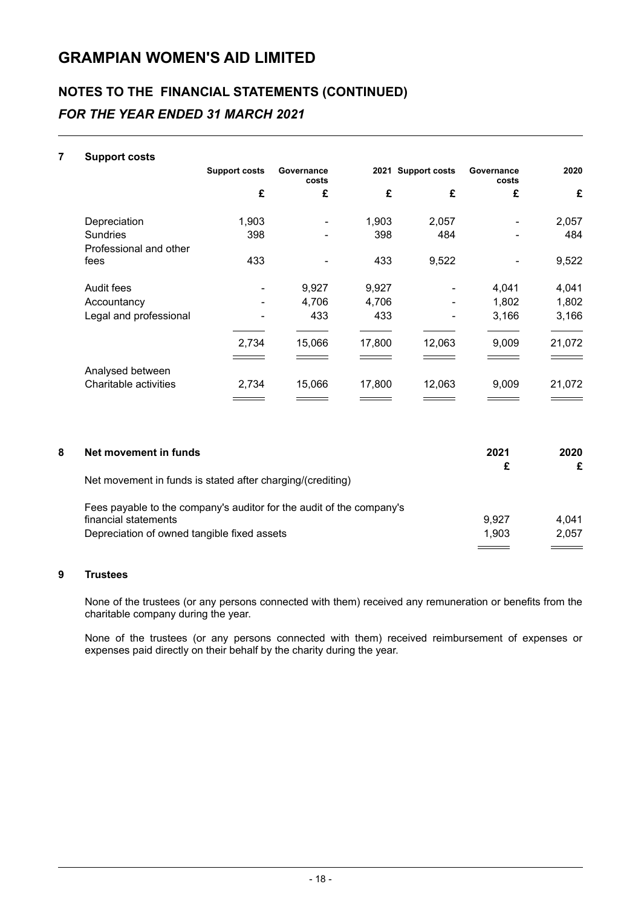# GRAMPIAN WOMEN'S AID LIMITED

## NOTES TO THE FINANCIAL STATEMENTS (CONTINUED)

### *FOR THE YEAR ENDED 31 MARCH 2021*

---

**7 Support costs**

| | Support costs | Governance costs | 2021 | Support costs | Governance costs | 2020 |
|---|---|---|---|---|---|---|
| | £ | £ | £ | £ | £ | £ |
| Depreciation | 1,903 | - | 1,903 | 2,057 | - | 2,057 |
| Sundries | 398 | - | 398 | 484 | - | 484 |
| Professional and other fees | 433 | - | 433 | 9,522 | - | 9,522 |
| Audit fees | - | 9,927 | 9,927 | - | 4,041 | 4,041 |
| Accountancy | - | 4,706 | 4,706 | - | 1,802 | 1,802 |
| Legal and professional | - | 433 | 433 | - | 3,166 | 3,166 |
| | 2,734 | 15,066 | 17,800 | 12,063 | 9,009 | 21,072 |
| Analysed between | | | | | | |
| Charitable activities | 2,734 | 15,066 | 17,800 | 12,063 | 9,009 | 21,072 |

**8 Net movement in funds**

| | 2021 | 2020 |
|---|---|---|
| | £ | £ |
| Net movement in funds is stated after charging/(crediting) | | |
| Fees payable to the company's auditor for the audit of the company's financial statements | 9,927 | 4,041 |
| Depreciation of owned tangible fixed assets | 1,903 | 2,057 |

**9 Trustees**

None of the trustees (or any persons connected with them) received any remuneration or benefits from the charitable company during the year.

None of the trustees (or any persons connected with them) received reimbursement of expenses or expenses paid directly on their behalf by the charity during the year.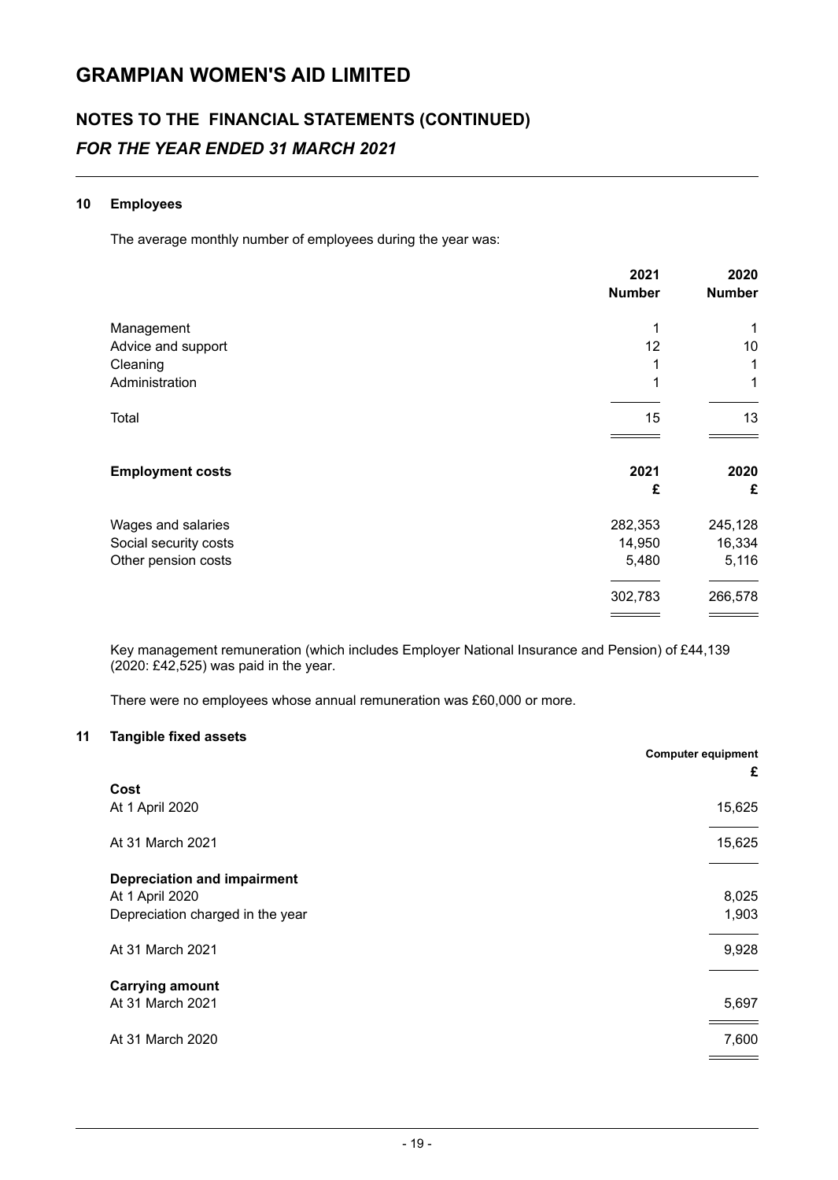# GRAMPIAN WOMEN'S AID LIMITED

## NOTES TO THE FINANCIAL STATEMENTS (CONTINUED)

### *FOR THE YEAR ENDED 31 MARCH 2021*

#### 10 Employees

The average monthly number of employees during the year was:

| | 2021 Number | 2020 Number |
|---|---|---|
| Management | 1 | 1 |
| Advice and support | 12 | 10 |
| Cleaning | 1 | 1 |
| Administration | 1 | 1 |
| Total | 15 | 13 |

| **Employment costs** | 2021 £ | 2020 £ |
|---|---|---|
| Wages and salaries | 282,353 | 245,128 |
| Social security costs | 14,950 | 16,334 |
| Other pension costs | 5,480 | 5,116 |
| | 302,783 | 266,578 |

Key management remuneration (which includes Employer National Insurance and Pension) of £44,139 (2020: £42,525) was paid in the year.

There were no employees whose annual remuneration was £60,000 or more.

#### 11 Tangible fixed assets

| | Computer equipment £ |
|---|---|
| **Cost** | |
| At 1 April 2020 | 15,625 |
| At 31 March 2021 | 15,625 |
| **Depreciation and impairment** | |
| At 1 April 2020 | 8,025 |
| Depreciation charged in the year | 1,903 |
| At 31 March 2021 | 9,928 |
| **Carrying amount** | |
| At 31 March 2021 | 5,697 |
| At 31 March 2020 | 7,600 |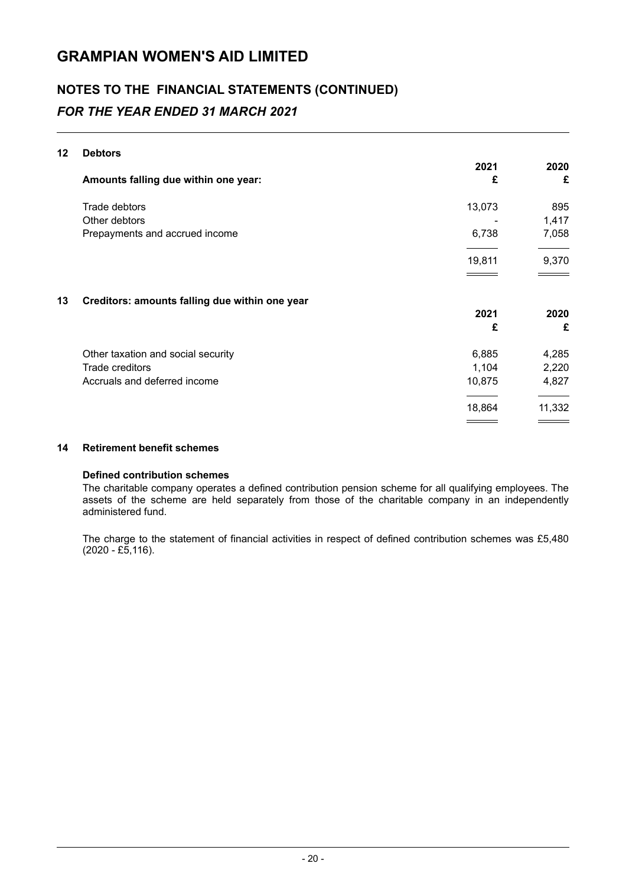# GRAMPIAN WOMEN'S AID LIMITED

## NOTES TO THE FINANCIAL STATEMENTS (CONTINUED)

### *FOR THE YEAR ENDED 31 MARCH 2021*

**12 Debtors**

| **Amounts falling due within one year:** | **2021** **£** | **2020** **£** |
|---|---|---|
| Trade debtors | 13,073 | 895 |
| Other debtors | - | 1,417 |
| Prepayments and accrued income | 6,738 | 7,058 |
| | 19,811 | 9,370 |

**13 Creditors: amounts falling due within one year**

| | **2021** **£** | **2020** **£** |
|---|---|---|
| Other taxation and social security | 6,885 | 4,285 |
| Trade creditors | 1,104 | 2,220 |
| Accruals and deferred income | 10,875 | 4,827 |
| | 18,864 | 11,332 |

**14 Retirement benefit schemes**

**Defined contribution schemes**

The charitable company operates a defined contribution pension scheme for all qualifying employees. The assets of the scheme are held separately from those of the charitable company in an independently administered fund.

The charge to the statement of financial activities in respect of defined contribution schemes was £5,480 (2020 - £5,116).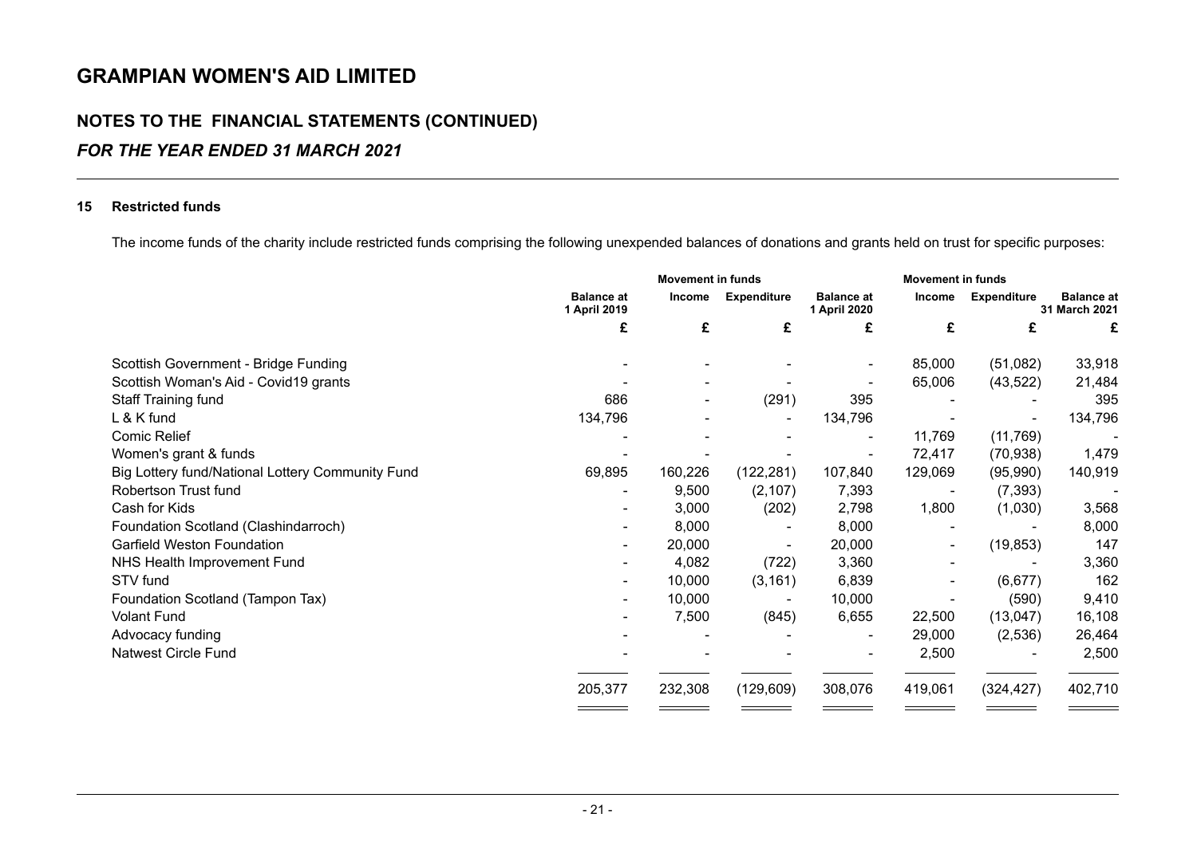# GRAMPIAN WOMEN'S AID LIMITED

## NOTES TO THE FINANCIAL STATEMENTS (CONTINUED)

### *FOR THE YEAR ENDED 31 MARCH 2021*

**15 Restricted funds**

The income funds of the charity include restricted funds comprising the following unexpended balances of donations and grants held on trust for specific purposes:

| | | Movement in funds | | | Movement in funds | | |
|---|---|---|---|---|---|---|---|
| | Balance at 1 April 2019 | Income | Expenditure | Balance at 1 April 2020 | Income | Expenditure | Balance at 31 March 2021 |
| | £ | £ | £ | £ | £ | £ | £ |
| Scottish Government - Bridge Funding | - | - | - | - | 85,000 | (51,082) | 33,918 |
| Scottish Woman's Aid - Covid19 grants | - | - | - | - | 65,006 | (43,522) | 21,484 |
| Staff Training fund | 686 | - | (291) | 395 | - | - | 395 |
| L & K fund | 134,796 | - | - | 134,796 | - | - | 134,796 |
| Comic Relief | - | - | - | - | 11,769 | (11,769) | - |
| Women's grant & funds | - | - | - | - | 72,417 | (70,938) | 1,479 |
| Big Lottery fund/National Lottery Community Fund | 69,895 | 160,226 | (122,281) | 107,840 | 129,069 | (95,990) | 140,919 |
| Robertson Trust fund | - | 9,500 | (2,107) | 7,393 | - | (7,393) | - |
| Cash for Kids | - | 3,000 | (202) | 2,798 | 1,800 | (1,030) | 3,568 |
| Foundation Scotland (Clashindarroch) | - | 8,000 | - | 8,000 | - | - | 8,000 |
| Garfield Weston Foundation | - | 20,000 | - | 20,000 | - | (19,853) | 147 |
| NHS Health Improvement Fund | - | 4,082 | (722) | 3,360 | - | - | 3,360 |
| STV fund | - | 10,000 | (3,161) | 6,839 | - | (6,677) | 162 |
| Foundation Scotland (Tampon Tax) | - | 10,000 | - | 10,000 | - | (590) | 9,410 |
| Volant Fund | - | 7,500 | (845) | 6,655 | 22,500 | (13,047) | 16,108 |
| Advocacy funding | - | - | - | - | 29,000 | (2,536) | 26,464 |
| Natwest Circle Fund | - | - | - | - | 2,500 | - | 2,500 |
| | 205,377 | 232,308 | (129,609) | 308,076 | 419,061 | (324,427) | 402,710 |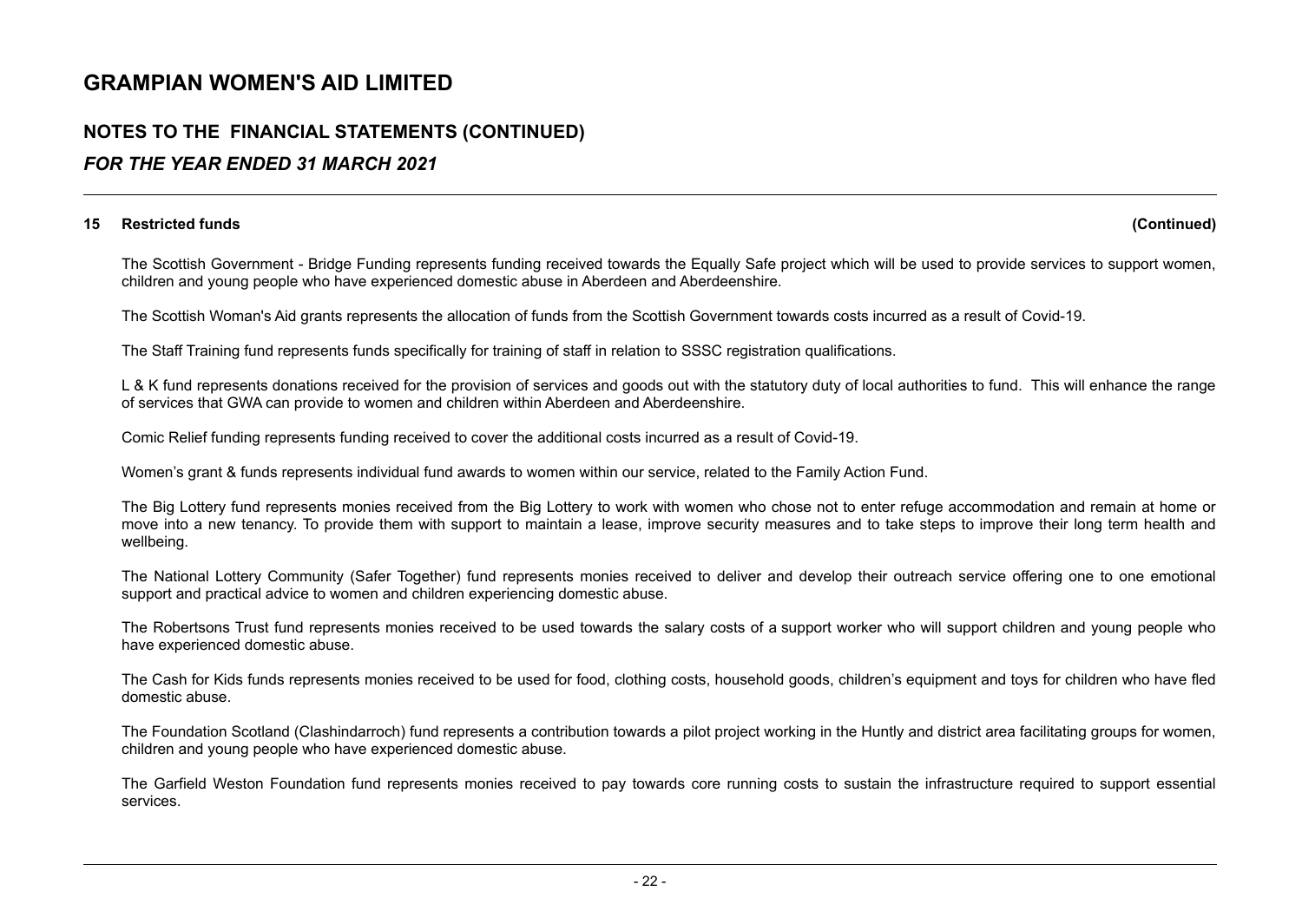# GRAMPIAN WOMEN'S AID LIMITED

## NOTES TO THE FINANCIAL STATEMENTS (CONTINUED)

### *FOR THE YEAR ENDED 31 MARCH 2021*

**15 Restricted funds** **(Continued)**

The Scottish Government - Bridge Funding represents funding received towards the Equally Safe project which will be used to provide services to support women, children and young people who have experienced domestic abuse in Aberdeen and Aberdeenshire.

The Scottish Woman's Aid grants represents the allocation of funds from the Scottish Government towards costs incurred as a result of Covid-19.

The Staff Training fund represents funds specifically for training of staff in relation to SSSC registration qualifications.

L & K fund represents donations received for the provision of services and goods out with the statutory duty of local authorities to fund. This will enhance the range of services that GWA can provide to women and children within Aberdeen and Aberdeenshire.

Comic Relief funding represents funding received to cover the additional costs incurred as a result of Covid-19.

Women's grant & funds represents individual fund awards to women within our service, related to the Family Action Fund.

The Big Lottery fund represents monies received from the Big Lottery to work with women who chose not to enter refuge accommodation and remain at home or move into a new tenancy. To provide them with support to maintain a lease, improve security measures and to take steps to improve their long term health and wellbeing.

The National Lottery Community (Safer Together) fund represents monies received to deliver and develop their outreach service offering one to one emotional support and practical advice to women and children experiencing domestic abuse.

The Robertsons Trust fund represents monies received to be used towards the salary costs of a support worker who will support children and young people who have experienced domestic abuse.

The Cash for Kids funds represents monies received to be used for food, clothing costs, household goods, children's equipment and toys for children who have fled domestic abuse.

The Foundation Scotland (Clashindarroch) fund represents a contribution towards a pilot project working in the Huntly and district area facilitating groups for women, children and young people who have experienced domestic abuse.

The Garfield Weston Foundation fund represents monies received to pay towards core running costs to sustain the infrastructure required to support essential services.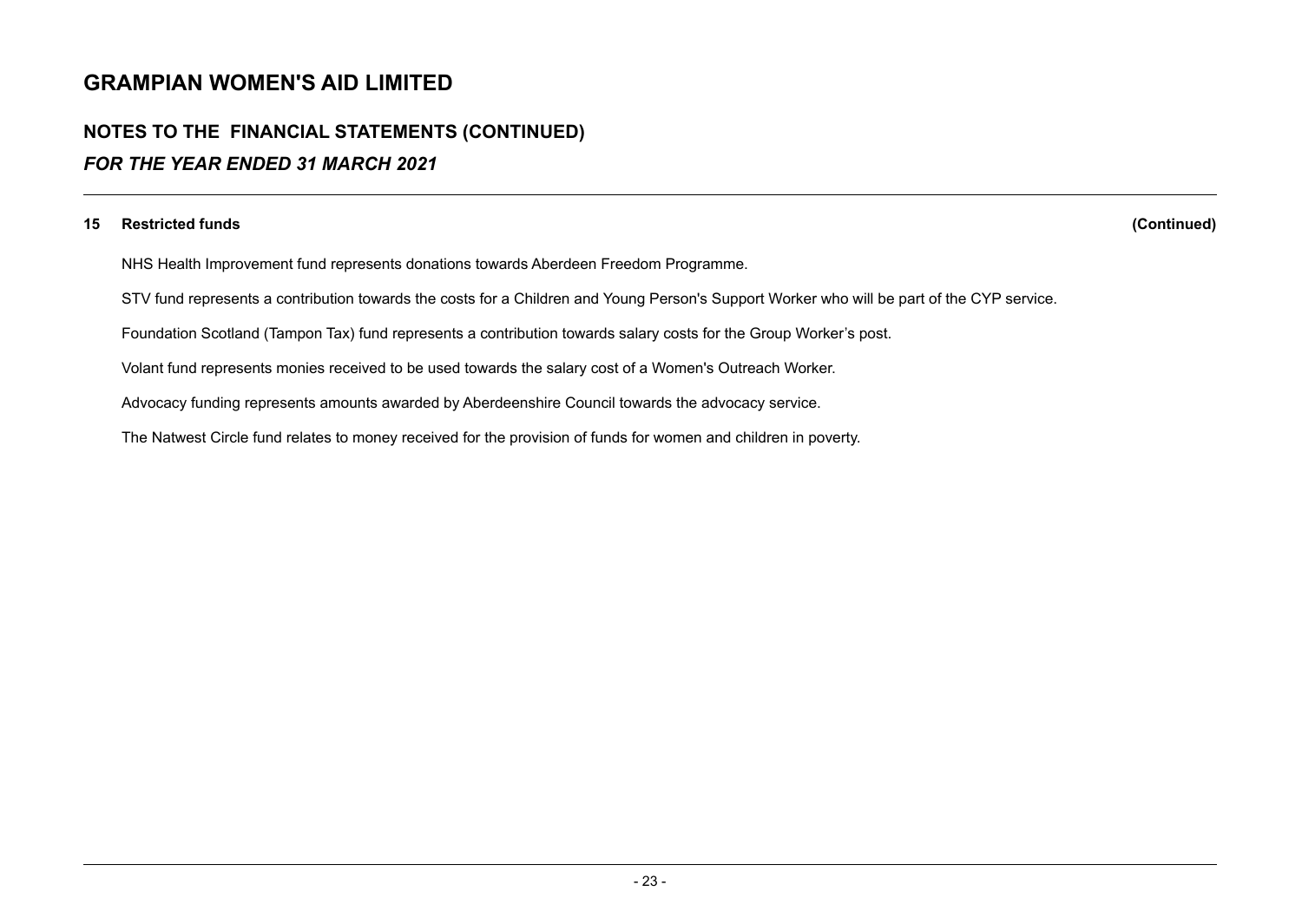# GRAMPIAN WOMEN'S AID LIMITED

## NOTES TO THE FINANCIAL STATEMENTS (CONTINUED)

### *FOR THE YEAR ENDED 31 MARCH 2021*

**15 Restricted funds** **(Continued)**

NHS Health Improvement fund represents donations towards Aberdeen Freedom Programme.

STV fund represents a contribution towards the costs for a Children and Young Person's Support Worker who will be part of the CYP service.

Foundation Scotland (Tampon Tax) fund represents a contribution towards salary costs for the Group Worker's post.

Volant fund represents monies received to be used towards the salary cost of a Women's Outreach Worker.

Advocacy funding represents amounts awarded by Aberdeenshire Council towards the advocacy service.

The Natwest Circle fund relates to money received for the provision of funds for women and children in poverty.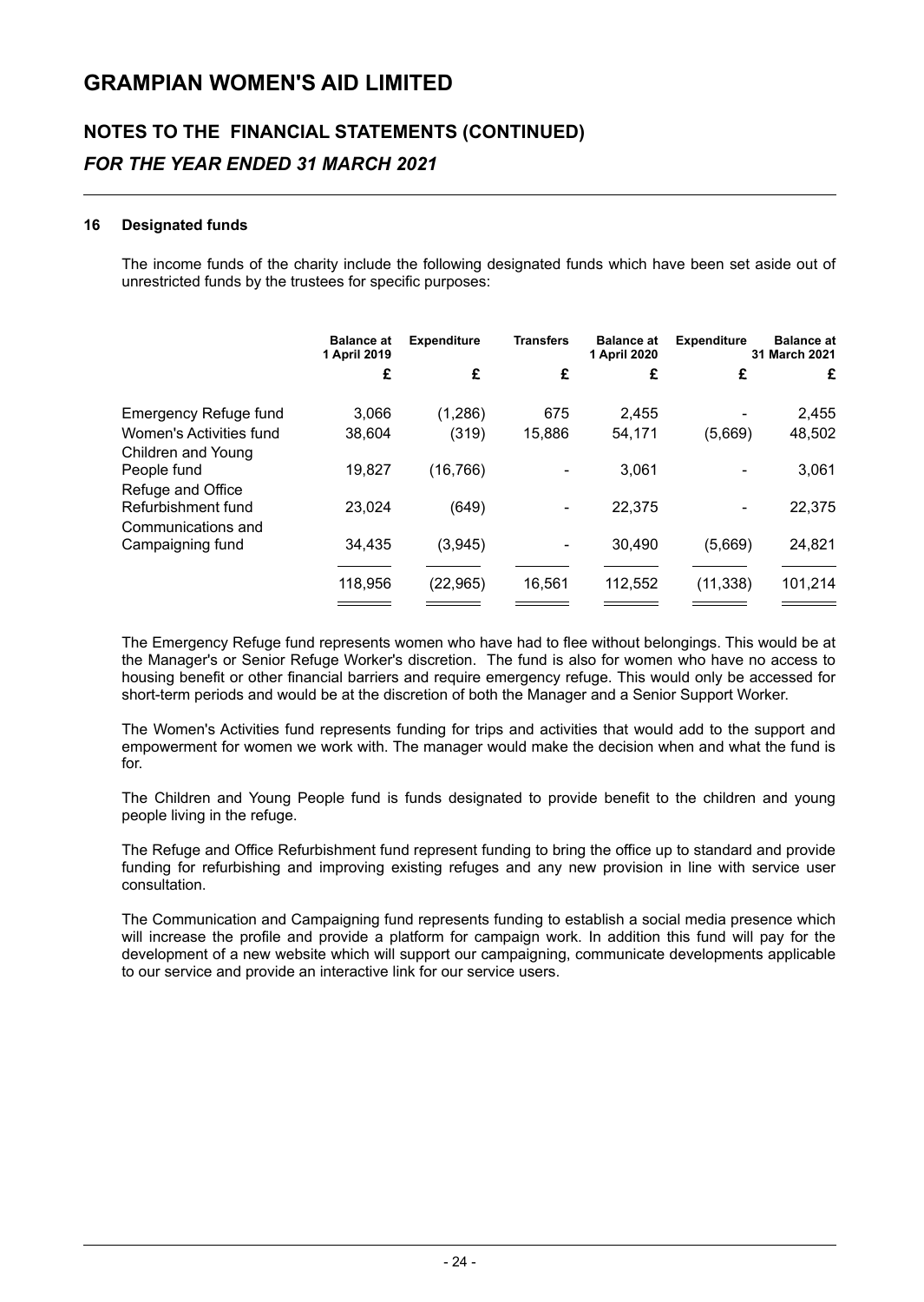# GRAMPIAN WOMEN'S AID LIMITED

## NOTES TO THE FINANCIAL STATEMENTS (CONTINUED)

### *FOR THE YEAR ENDED 31 MARCH 2021*

**16 Designated funds**

The income funds of the charity include the following designated funds which have been set aside out of unrestricted funds by the trustees for specific purposes:

| | Balance at 1 April 2019 | Expenditure | Transfers | Balance at 1 April 2020 | Expenditure | Balance at 31 March 2021 |
|---|---|---|---|---|---|---|
| | £ | £ | £ | £ | £ | £ |
| Emergency Refuge fund | 3,066 | (1,286) | 675 | 2,455 | - | 2,455 |
| Women's Activities fund | 38,604 | (319) | 15,886 | 54,171 | (5,669) | 48,502 |
| Children and Young People fund | 19,827 | (16,766) | - | 3,061 | - | 3,061 |
| Refuge and Office Refurbishment fund | 23,024 | (649) | - | 22,375 | - | 22,375 |
| Communications and Campaigning fund | 34,435 | (3,945) | - | 30,490 | (5,669) | 24,821 |
| | 118,956 | (22,965) | 16,561 | 112,552 | (11,338) | 101,214 |

The Emergency Refuge fund represents women who have had to flee without belongings. This would be at the Manager's or Senior Refuge Worker's discretion. The fund is also for women who have no access to housing benefit or other financial barriers and require emergency refuge. This would only be accessed for short-term periods and would be at the discretion of both the Manager and a Senior Support Worker.

The Women's Activities fund represents funding for trips and activities that would add to the support and empowerment for women we work with. The manager would make the decision when and what the fund is for.

The Children and Young People fund is funds designated to provide benefit to the children and young people living in the refuge.

The Refuge and Office Refurbishment fund represent funding to bring the office up to standard and provide funding for refurbishing and improving existing refuges and any new provision in line with service user consultation.

The Communication and Campaigning fund represents funding to establish a social media presence which will increase the profile and provide a platform for campaign work. In addition this fund will pay for the development of a new website which will support our campaigning, communicate developments applicable to our service and provide an interactive link for our service users.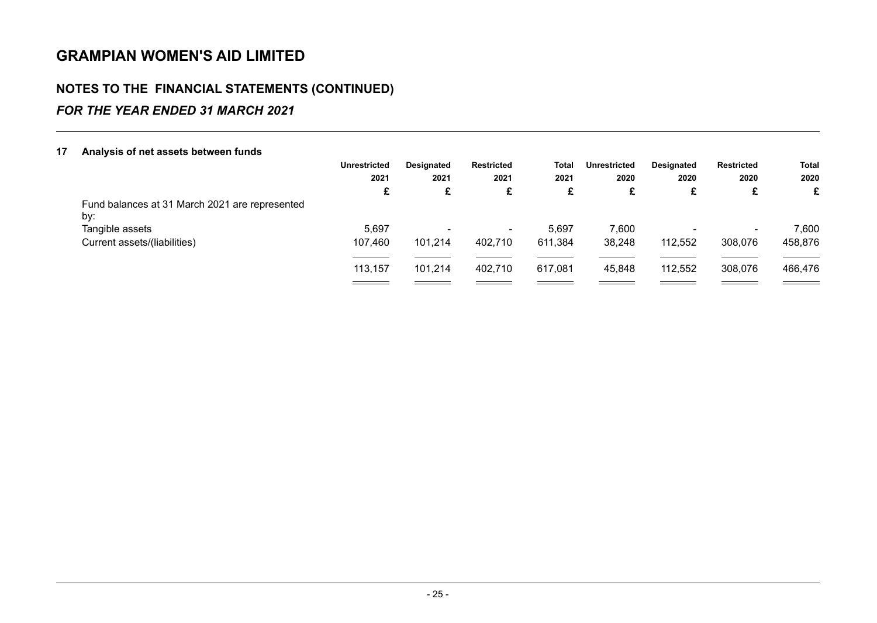# GRAMPIAN WOMEN'S AID LIMITED

## NOTES TO THE FINANCIAL STATEMENTS (CONTINUED)

### *FOR THE YEAR ENDED 31 MARCH 2021*

### 17 Analysis of net assets between funds

| | Unrestricted 2021 | Designated 2021 | Restricted 2021 | Total 2021 | Unrestricted 2020 | Designated 2020 | Restricted 2020 | Total 2020 |
|---|---|---|---|---|---|---|---|---|
| | £ | £ | £ | £ | £ | £ | £ | £ |
| Fund balances at 31 March 2021 are represented by: | | | | | | | | |
| Tangible assets | 5,697 | - | - | 5,697 | 7,600 | - | - | 7,600 |
| Current assets/(liabilities) | 107,460 | 101,214 | 402,710 | 611,384 | 38,248 | 112,552 | 308,076 | 458,876 |
| | 113,157 | 101,214 | 402,710 | 617,081 | 45,848 | 112,552 | 308,076 | 466,476 |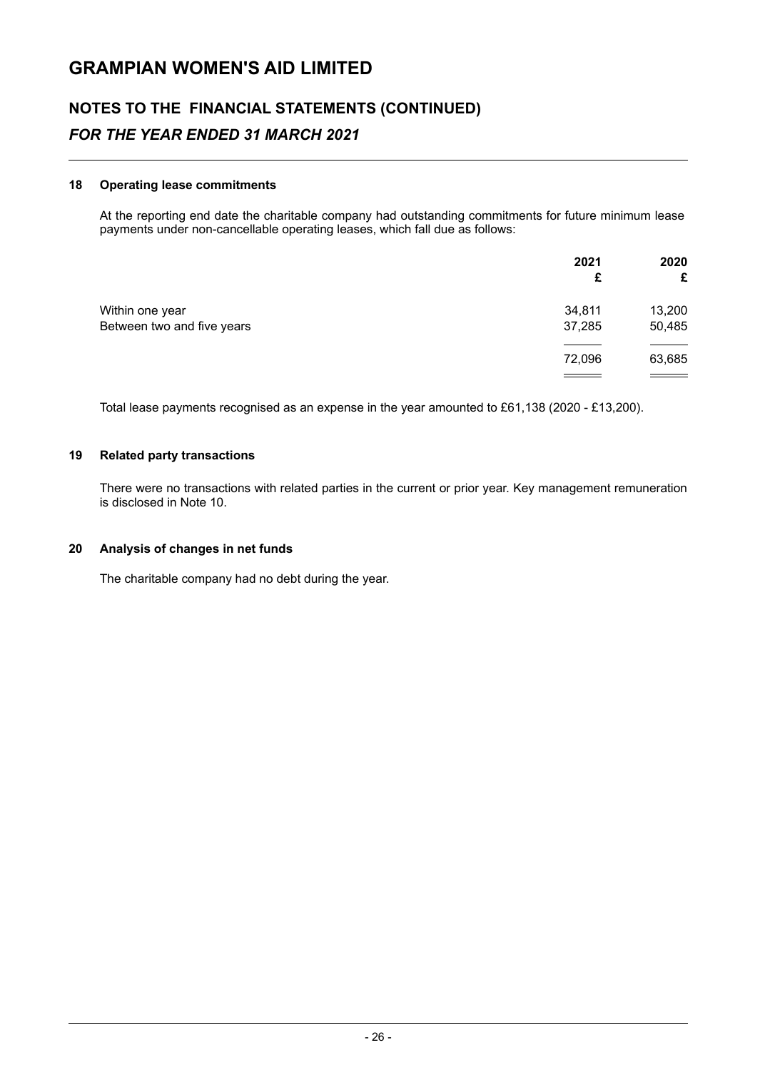# GRAMPIAN WOMEN'S AID LIMITED

## NOTES TO THE FINANCIAL STATEMENTS (CONTINUED)

### *FOR THE YEAR ENDED 31 MARCH 2021*

**18 Operating lease commitments**

At the reporting end date the charitable company had outstanding commitments for future minimum lease payments under non-cancellable operating leases, which fall due as follows:

| | 2021 | 2020 |
|---|---|---|
| | £ | £ |
| Within one year | 34,811 | 13,200 |
| Between two and five years | 37,285 | 50,485 |
| | 72,096 | 63,685 |

Total lease payments recognised as an expense in the year amounted to £61,138 (2020 - £13,200).

**19 Related party transactions**

There were no transactions with related parties in the current or prior year. Key management remuneration is disclosed in Note 10.

**20 Analysis of changes in net funds**

The charitable company had no debt during the year.